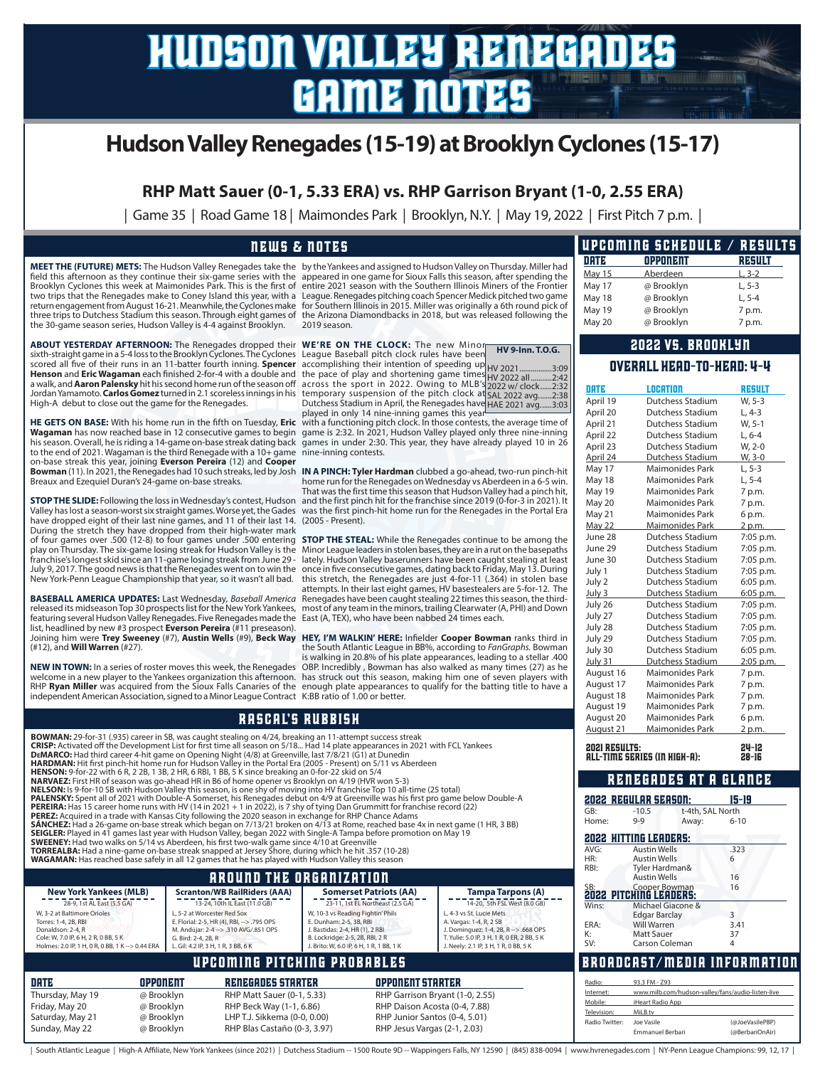# HUDSON VALLEY RENEGADES GAME NOTES

## Hudson Valley Renegades (15-19) at Brooklyn Cyclones (15-17)

### RHP Matt Sauer (0-1, 5.33 ERA) vs. RHP Garrison Bryant (1-0, 2.55 ERA)

| Game 35 | Road Game 18 | Maimondes Park | Brooklyn, N.Y. | May 19, 2022 | First Pitch 7 p.m. |

## NEWS & NOTES

**MEET THE (FUTURE) METS:** The Hudson Valley Renegades take the field this afternoon as they continue their six-game series with the Brooklyn Cyclones this week at Maimonides Park. This is the first of two trips that the Renegades make to Coney Island this year, with a return engagement from August 16-21. Meanwhile, the Cyclones make three trips to Dutchess Stadium this season. Through eight games of the 30-game season series, Hudson Valley is 4-4 against Brooklyn.

**ABOUT YESTERDAY AFTERNOON:** The Renegades dropped their sixth-straight game in a 5-4 loss to the Brooklyn Cyclones. The Cyclones scored all five of their runs in an 11-batter fourth inning. **Spencer Henson** and **Eric Wagaman** each finished 2-for-4 with a double and a walk, and **Aaron Palensky** hit his second home run of the season off Jordan Yamamoto. **Carlos Gomez** turned in 2.1 scoreless innings in his High-A debut to close out the game for the Renegades.

**HE GETS ON BASE:** With his home run in the fifth on Tuesday, **Eric Wagaman** has now reached base in 12 consecutive games to begin his season. Overall, he is riding a 14-game on-base streak dating back to the end of 2021. Wagaman is the third Renegade with a 10+ game on-base streak this year, joining **Everson Pereira** (12) and **Cooper Bowman** (11). In 2021, the Renegades had 10 such streaks, led by Josh Breaux and Ezequiel Duran's 24-game on-base streaks.

**STOP THE SLIDE:** Following the loss in Wednesday's contest, Hudson Valley has lost a season-worst six straight games. Worse yet, the Gades have dropped eight of their last nine games, and 11 of their last 14. During the stretch they have dropped from their high-water mark of four games over .500 (12-8) to four games under .500 entering play on Thursday. The six-game losing streak for Hudson Valley is the franchise's longest skid since an 11-game losing streak from June 29 - July 9, 2017. The good news is that the Renegades went on to win the New York-Penn League Championship that year, so it wasn't all bad.

**BASEBALL AMERICA UPDATES:** Last Wednesday, *Baseball America* released its midseason Top 30 prospects list for the New York Yankees, featuring several Hudson Valley Renegades. Five Renegades made the list, headlined by new #3 prospect **Everson Pereira** (#11 preseason). Joining him were **Trey Sweeney** (#7), **Austin Wells** (#9), **Beck Way** (#12), and **Will Warren** (#27).

**NEW IN TOWN:** In a series of roster moves this week, the Renegades welcome in a new player to the Yankees organization this afternoon. RHP **Ryan Miller** was acquired from the Sioux Falls Canaries of the independent American Association, signed to a Minor League Contract by the Yankees and assigned to Hudson Valley on Thursday. Miller had appeared in one game for Sioux Falls this season, after spending the entire 2021 season with the Southern Illinois Miners of the Frontier League. Renegades pitching coach Spencer Medick pitched two game for Southern Illinois in 2015. Miller was originally a 6th round pick of the Arizona Diamondbacks in 2018, but was released following the 2019 season.

**WE'RE ON THE CLOCK:** The new Minor League Baseball pitch clock rules have been accomplishing their intention of speeding up the pace of play and shortening game times across the sport in 2022. Owing to MLB's temporary suspension of the pitch clock at Dutchess Stadium in April, the Renegades have played in only 14 nine-inning games this year with a functioning pitching clock. In those contests, the average time of game is 2:32. In 2021, Hudson Valley played only three nine-inning games in under 2:30. This year, they have already played 10 in 26 nine-inning contests.

| HV 9-Inn. T.O.G. | |
|---|---|
| HV 2021 | 3:09 |
| HV 2022 all | 2:42 |
| 2022 w/ clock | 2:32 |
| SAL 2022 avg. | 2:38 |
| HAE 2021 avg. | 3:03 |

**IN A PINCH: Tyler Hardman** clubbed a go-ahead, two-run pinch-hit home run for the Renegades on Wednesday vs Aberdeen in a 6-5 win. That was the first time this season that Hudson Valley had a pinch hit, and the first pinch hit for the franchise since 2019 (0-for-3 in 2021). It was the first pinch-hit home run for the Renegades in the Portal Era (2005 - Present).

**STOP THE STEAL:** While the Renegades continue to be among the Minor League leaders in stolen bases, they are in a rut on the basepaths lately. Hudson Valley baserunners have been caught stealing at least once in five consecutive games, dating back to Friday, May 13. During this stretch, the Renegades are just 4-for-11 (.364) in stolen base attempts. In their last eight games, HV basestealers are 5-for-12. The Renegades have been caught stealing 22 times this season, the third-most of any team in the minors, trailing Clearwater (A, PHI) and Down East (A, TEX), who have been nabbed 24 times each.

**HEY, I'M WALKIN' HERE:** Infielder **Cooper Bowman** ranks third in the South Atlantic League in BB%, according to *FanGraphs*. Bowman is walking in 20.8% of his plate appearances, leading to a stellar .400 OBP. Incredibly , Bowman has also walked as many times (27) as he has struck out this season, making him one of seven players with enough plate appearances to qualify for the batting title to have a K:BB ratio of 1.00 or better.

## RASCAL'S RUBBISH

**BOWMAN:** 29-for-31 (.935) career in SB, was caught stealing on 4/24, breaking an 11-attempt success streak
**CRISP:** Activated off the Development List for first time all season on 5/18... Had 14 plate appearances in 2021 with FCL Yankees
**DeMARCO:** Had third career 4-hit game on Opening Night (4/8) at Greenville, last 7/8/21 (G1) at Dunedin
**HARDMAN:** Hit first pinch-hit home run for Hudson Valley in the Portal Era (2005 - Present) on 5/11 vs Aberdeen
**HENSON:** 9-for-22 with 6 R, 2 2B, 1 3B, 2 HR, 6 RBI, 1 BB, 5 K since breaking an 0-for-22 skid on 5/4
**NARVAEZ:** First HR of season was go-ahead HR in B6 of home opener vs Brooklyn on 4/19 (HVR won 5-3)
**NELSON:** Is 9-for-10 SB with Hudson Valley this season, is one shy of moving into HV franchise Top 10 all-time (25 total)
**PALENSKY:** Spent all of 2021 with Double-A Somerset, his Renegades debut on 4/9 at Greenville was his first pro game below Double-A
**PEREIRA:** Has 15 career home runs with HV (14 in 2021 + 1 in 2022), is 7 shy of tying Dan Grummitt for franchise record (22)
**PEREZ:** Acquired in a trade with Kansas City following the 2020 season in exchange for RHP Chance Adams
**SÁNCHEZ:** Had a 26-game on-base streak which began on 7/13/21 broken on 4/13 at Rome, reached base 4x in next game (1 HR, 3 BB)
**SEIGLER:** Played in 41 games last year with Hudson Valley, began 2022 with Single-A Tampa before promotion on May 19
**SWEENEY:** Had two walks on 5/14 vs Aberdeen, his first two-walk game since 4/10 at Greenville
**TORREALBA:** Had a nine-game on-base streak snapped at Jersey Shore, during which he hit .357 (10-28)
**WAGAMAN:** Has reached base safely in all 12 games that he has played with Hudson Valley this season

## AROUND THE ORGANIZATION

| New York Yankees (MLB) | Scranton/WB RailRiders (AAA) | Somerset Patriots (AA) | Tampa Tarpons (A) |
|---|---|---|---|
| 28-9, 1st AL East (5.5 GA) | 13-24, 10th IL East (11.0 GB) | 23-11, 1st EL Northeast (2.5 GA) | 14-20, 5th FSL West (8.0 GB) |
| W, 3-2 at Baltimore Orioles | L, 5-2 at Worcester Red Sox | W, 10-3 vs Reading Fightin' Phils | L, 4-3 vs St. Lucie Mets |
| Torres: 1-4, 2B, RBI | E. Florial: 2-5, HR (4), RBI, --> .795 OPS | E. Dunham: 2-5, 3B, RBI | A. Vargas: 1-4, R, 2 SB |
| Donaldson: 2-4, R | M. Andújar: 2-4 --> .310 AVG/.851 OPS | J. Bastidas: 2-4, HR (1), 2 RBI | J. Dominguez: 1-4, 2B, R --> .668 OPS |
| Cole: W, 7.0 IP, 6 H, 2 R, 0 BB, 5 K | G. Bird: 2-4, 2B, R | B. Lockridge: 2-5, 2B, RBI, 2 R | T. Yulie: 5.0 IP, 3 H, 1 R, 0 ER, 2 BB, 5 K |
| Holmes: 2.0 IP, 1 H, 0 R, 0 BB, 1 K --> 0.44 ERA | L. Gil: 4.2 IP, 3 H, 1 R, 3 BB, 6 K | J. Brito: W, 6.0 IP, 6 H, 1 R, 1 BB, 1 K | J. Neely: 2.1 IP, 3 H, 1 R, 0 BB, 5 K |

## UPCOMING PITCHING PROBABLES

| DATE | OPPONENT | RENEGADES STARTER | OPPONENT STARTER |
|---|---|---|---|
| Thursday, May 19 | @ Brooklyn | RHP Matt Sauer (0-1, 5.33) | RHP Garrison Bryant (1-0, 2.55) |
| Friday, May 20 | @ Brooklyn | RHP Beck Way (1-1, 6.86) | RHP Daison Acosta (0-4, 7.88) |
| Saturday, May 21 | @ Brooklyn | LHP T.J. Sikkema (0-0, 0.00) | RHP Junior Santos (0-5, 5.01) |
| Sunday, May 22 | @ Brooklyn | RHP Blas Castaño (0-3, 3.97) | RHP Jesus Vargas (2-1, 2.03) |

## UPCOMING SCHEDULE / RESULTS

| DATE | OPPONENT | RESULT |
|---|---|---|
| May 15 | Aberdeen | L, 3-2 |
| May 17 | @ Brooklyn | L, 5-3 |
| May 18 | @ Brooklyn | L, 5-4 |
| May 19 | @ Brooklyn | 7 p.m. |
| May 20 | @ Brooklyn | 7 p.m. |

## 2022 VS. BROOKLYN

### OVERALL HEAD-TO-HEAD: 4-4

| DATE | LOCATION | RESULT |
|---|---|---|
| April 19 | Dutchess Stadium | W, 5-3 |
| April 20 | Dutchess Stadium | L, 4-3 |
| April 21 | Dutchess Stadium | W, 5-1 |
| April 22 | Dutchess Stadium | L, 6-4 |
| April 23 | Dutchess Stadium | W, 2-0 |
| April 24 | Dutchess Stadium | W, 3-0 |
| May 17 | Maimonides Park | L, 5-3 |
| May 18 | Maimonides Park | L, 5-4 |
| May 19 | Maimonides Park | 7 p.m. |
| May 20 | Maimonides Park | 7 p.m. |
| May 21 | Maimonides Park | 6 p.m. |
| May 22 | Maimonides Park | 2 p.m. |
| June 28 | Dutchess Stadium | 7:05 p.m. |
| June 29 | Dutchess Stadium | 7:05 p.m. |
| June 30 | Dutchess Stadium | 7:05 p.m. |
| July 1 | Dutchess Stadium | 7:05 p.m. |
| July 2 | Dutchess Stadium | 6:05 p.m. |
| July 3 | Dutchess Stadium | 6:05 p.m. |
| July 26 | Dutchess Stadium | 7:05 p.m. |
| July 27 | Dutchess Stadium | 7:05 p.m. |
| July 28 | Dutchess Stadium | 7:05 p.m. |
| July 29 | Dutchess Stadium | 7:05 p.m. |
| July 30 | Dutchess Stadium | 6:05 p.m. |
| July 31 | Dutchess Stadium | 2:05 p.m. |
| August 16 | Maimonides Park | 7 p.m. |
| August 17 | Maimonides Park | 7 p.m. |
| August 18 | Maimonides Park | 7 p.m. |
| August 19 | Maimonides Park | 7 p.m. |
| August 20 | Maimonides Park | 6 p.m. |
| August 21 | Maimonides Park | 2 p.m. |

2021 RESULTS: 24-12
ALL-TIME SERIES (IN HIGH-A): 28-16

## RENEGADES AT A GLANCE

**2022 REGULAR SEASON: 15-19**

| | | | |
|---|---|---|---|
| GB: | -10.5 | t-4th, SAL North | |
| Home: | 9-9 | Away: | 6-10 |

**2022 HITTING LEADERS:**

| | | |
|---|---|---|
| AVG: | Austin Wells | .323 |
| HR: | Austin Wells | 6 |
| RBI: | Tyler Hardman& Austin Wells | 16 |
| SB: | Cooper Bowman | 16 |

**2022 PITCHING LEADERS:**

| | | |
|---|---|---|
| Wins: | Michael Giacone & Edgar Barclay | 3 |
| ERA: | Will Warren | 3.41 |
| K: | Matt Sauer | 37 |
| SV: | Carson Coleman | 4 |

## BROADCAST/MEDIA INFORMATION

| | | |
|---|---|---|
| Radio: | 93.3 FM - Z93 | |
| Internet: | www.milb.com/hudson-valley/fans/audio-listen-live | |
| Mobile: | iHeart Radio App | |
| Television: | MiLB.tv | |
| Radio Twitter: | Joe Vasile | (@JoeVasilePBP) |
| | Emmanuel Berbari | (@BerbariOnAir) |

| South Atlantic League | High-A Affiliate, New York Yankees (since 2021) | Dutchess Stadium -- 1500 Route 9D -- Wappingers Falls, NY 12590 | (845) 838-0094 | www.hvrenegades.com | NY-Penn League Champions: 99, 12, 17 |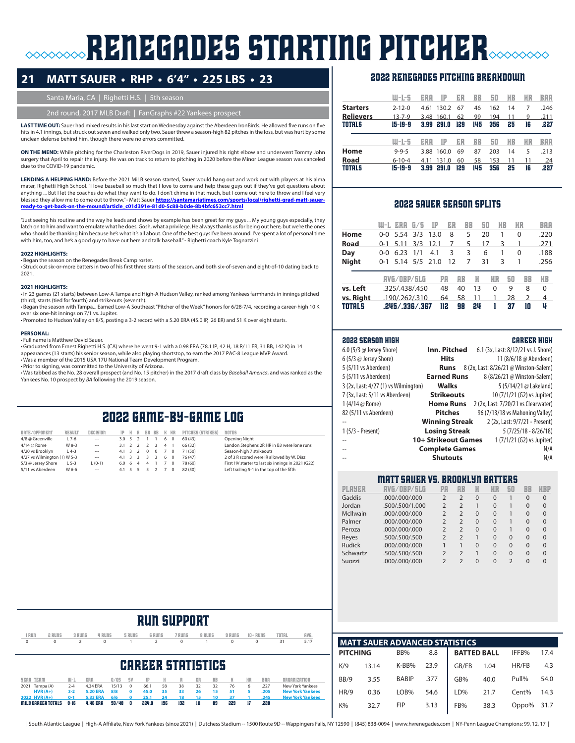# RENEGADES STARTING PITCHER

## 21 MATT SAUER • RHP • 6'4" • 225 LBS • 23

Santa Maria, CA | Righetti H.S. | 5th season

2nd round, 2017 MLB Draft | FanGraphs #22 Yankees prospect

**LAST TIME OUT:** Sauer had mixed results in his last start on Wednesday against the Aberdeen IronBirds. He allowed five runs on five hits in 4.1 innings, but struck out seven and walked only two. Sauer threw a season-high 82 pitches in the loss, but was hurt by some unclean defense behind him, though there were no errors committed.

**ON THE MEND:** While pitching for the Charleston RiverDogs in 2019, Sauer injured his right elbow and underwent Tommy John surgery that April to repair the injury. He was on track to return to pitching in 2020 before the Minor League season was canceled due to the COVID-19 pandemic.

**LENDING A HELPING HAND:** Before the 2021 MiLB season started, Sauer would hang out and work out with players at his alma mater, Righetti High School. "I love baseball so much that I love to come and help these guys out if they've got questions about anything ... But I let the coaches do what they want to do. I don't chime in that much, but I come out here to throw and I feel very blessed they allow me to come out to throw." - Matt Sauer **https://santamariatimes.com/sports/local/righetti-grad-matt-sauer-ready-to-get-back-on-the-mound/article_c01d391e-81d0-5c88-b0de-8b4bfc653cc7.html**

"Just seeing his routine and the way he leads and shows by example has been great for my guys ... My young guys especially, they latch on to him and want to emulate what he does. Gosh, what a privilege. He always thanks us for being out here, but we're the ones who should be thanking him because he's what it's all about. One of the best guys I've been around. I've spent a lot of personal time with him, too, and he's a good guy to have out here and talk baseball." - Righetti coach Kyle Tognazzini

**2022 HIGHLIGHTS:**
- Began the season on the Renegades Break Camp roster.
- Struck out six-or-more batters in two of his first three starts of the season, and both six-of-seven and eight-of-10 dating back to 2021.

**2021 HIGHLIGHTS:**
- In 23 games (21 starts) between Low-A Tampa and High-A Hudson Valley, ranked among Yankees farmhands in innings pitched (third), starts (tied for fourth) and strikeouts (seventh).
- Began the season with Tampa... Earned Low-A Southeast "Pitcher of the Week" honors for 6/28-7/4, recording a career-high 10 K over six one-hit innings on 7/1 vs. Jupiter.
- Promoted to Hudson Valley on 8/5, posting a 3-2 record with a 5.20 ERA (45.0 IP, 26 ER) and 51 K over eight starts.

**PERSONAL:**
- Full name is Matthew David Sauer.
- Graduated from Ernest Righetti H.S. (CA) where he went 9-1 with a 0.98 ERA (78.1 IP, 42 H, 18 R/11 ER, 31 BB, 142 K) in 14 appearances (13 starts) his senior season, while also playing shortstop, to earn the 2017 PAC-8 League MVP Award.
- Was a member of the 2015 USA 17U National Team Development Program.
- Prior to signing, was committed to the University of Arizona.
- Was tabbed as the No. 28 overall prospect (and No. 15 pitcher) in the 2017 draft class by *Baseball America*, and was ranked as the Yankees No. 10 prospect by *BA* following the 2019 season.

## 2022 GAME-BY-GAME LOG

| DATE/OPPONENT | RESULT | DECISION | IP | H | R | ER | BB | K | HR | PITCHES (STRIKES) | NOTES |
|---|---|---|---|---|---|---|---|---|---|---|---|
| 4/8 @ Greenville | L 7-6 | — | 3.0 | 5 | 2 | 1 | 1 | 6 | 0 | 60 (43) | Opening Night |
| 4/14 @ Rome | W 8-3 | — | 3.1 | 2 | 2 | 2 | 3 | 4 | 1 | 66 (32) | Landon Stephens 2R HR in B3 were lone runs |
| 4/20 vs Brooklyn | L 4-3 | — | 4.1 | 3 | 2 | 0 | 0 | 7 | 0 | 71 (50) | Season-high 7 strikeouts |
| 4/27 vs Wilmington (1) | W 5-3 | — | 4.1 | 3 | 3 | 3 | 3 | 6 | 0 | 76 (47) | 2 of 3 R scored were IR allowed by W. Diaz |
| 5/3 @ Jersey Shore | L 5-3 | L (0-1) | 6.0 | 6 | 4 | 4 | 1 | 7 | 0 | 78 (60) | First HV starter to last six innings in 2021 (G22) |
| 5/11 vs Aberdeen | W 6-6 | — | 4.1 | 5 | 5 | 5 | 2 | 7 | 0 | 82 (50) | Left trailing 5-1 in the top of the fifth |

## RUN SUPPORT

| 1 RUN | 2 RUNS | 3 RUNS | 4 RUNS | 5 RUNS | 6 RUNS | 7 RUNS | 8 RUNS | 9 RUNS | 10+ RUNS | TOTAL | AVG. |
|---|---|---|---|---|---|---|---|---|---|---|---|
| 0 | 0 | 2 | 0 | 1 | 2 | 0 | 1 | 0 | 0 | 31 | 5.17 |

## CAREER STATISTICS

| YEAR | TEAM | W-L | ERA | G/GS | SV | IP | H | R | ER | BB | K | HR | BAA | ORGANIZATION |
|---|---|---|---|---|---|---|---|---|---|---|---|---|---|---|
| 2021 | Tampa (A) | 2-4 | 4.34 ERA | 15/13 | 0 | 66.1 | 58 | 38 | 32 | 32 | 76 | 6 | .227 | New York Yankees |
| | **HVR (A+)** | **3-2** | **5.20 ERA** | **8/8** | **0** | **45.0** | **35** | **33** | **26** | **15** | **51** | **5** | **.205** | **New York Yankees** |
| **2022** | **HVR (A+)** | **0-1** | **5.33 ERA** | **6/6** | **0** | **25.1** | **24** | **18** | **15** | **10** | **37** | **1** | **.245** | **New York Yankees** |
| **MILB CAREER TOTALS** | | **8-16** | **4.46 ERA** | **50/48** | **0** | **224.0** | **196** | **132** | **111** | **89** | **229** | **17** | **.228** | |

## 2022 RENEGADES PITCHING BREAKDOWN

| | W-L-S | ERA | IP | ER | BB | SO | HB | HR | BAA |
|---|---|---|---|---|---|---|---|---|---|
| **Starters** | 2-12-0 | 4.61 | 130.2 | 67 | 46 | 162 | 14 | 7 | .246 |
| **Relievers** | 13-7-9 | 3.48 | 160.1 | 62 | 99 | 194 | 11 | 9 | .211 |
| **TOTALS** | **15-19-9** | **3.99** | **291.0** | **129** | **145** | **356** | **25** | **16** | **.227** |

| | W-L-S | ERA | IP | ER | BB | SO | HB | HR | BAA |
|---|---|---|---|---|---|---|---|---|---|
| **Home** | 9-9-5 | 3.88 | 160.0 | 69 | 87 | 203 | 14 | 5 | .213 |
| **Road** | 6-10-4 | 4.11 | 131.0 | 60 | 58 | 153 | 11 | 11 | .24 |
| **TOTALS** | **15-19-9** | **3.99** | **291.0** | **129** | **145** | **356** | **25** | **16** | **.227** |

## 2022 SAUER SEASON SPLITS

| | W-L | ERA | G/S | IP | ER | BB | SO | HB | HR | BAA |
|---|---|---|---|---|---|---|---|---|---|---|
| **Home** | 0-0 | 5.54 | 3/3 | 13.0 | 8 | 5 | 20 | 1 | 0 | .220 |
| **Road** | 0-1 | 5.11 | 3/3 | 12.1 | 7 | 5 | 17 | 3 | 1 | .271 |
| **Day** | 0-0 | 6.23 | 1/1 | 4.1 | 3 | 3 | 6 | 1 | 0 | .188 |
| **Night** | 0-1 | 5.14 | 5/5 | 21.0 | 12 | 7 | 31 | 3 | 1 | .256 |

| | AVG/OBP/SLG | PA | AB | H | HR | SO | BB | HB |
|---|---|---|---|---|---|---|---|---|
| **vs. Left** | .325/.438/.450 | 48 | 40 | 13 | 0 | 9 | 8 | 0 |
| **vs. Right** | .190/.262/.310 | 64 | 58 | 11 | 1 | 28 | 2 | 4 |
| **TOTALS** | **.245/.336/.367** | **112** | **98** | **24** | **1** | **37** | **10** | **4** |

| 2022 SEASON HIGH | | CAREER HIGH |
|---|---|---|
| 6.0 (5/3 @ Jersey Shore) | **Inn. Pitched** | 6.1 (3x, Last: 8/12/21 vs J. Shore) |
| 6 (5/3 @ Jersey Shore) | **Hits** | 11 (8/6/18 @ Aberdeen) |
| 5 (5/11 vs Aberdeen) | **Runs** | 8 (2x, Last: 8/26/21 @ Winston-Salem) |
| 5 (5/11 vs Aberdeen) | **Earned Runs** | 8 (8/26/21 @ Winston-Salem) |
| 3 (2x, Last: 4/27 (1) vs Wilmington) | **Walks** | 5 (5/14/21 @ Lakeland) |
| 7 (3x, Last: 5/11 vs Aberdeen) | **Strikeouts** | 10 (7/1/21 (G2) vs Jupiter) |
| 1 (4/14 @ Rome) | **Home Runs** | 2 (2x, Last: 7/20/21 vs Clearwater) |
| 82 (5/11 vs Aberdeen) | **Pitches** | 96 (7/13/18 vs Mahoning Valley) |
| -- | **Winning Streak** | 2 (2x, Last: 9/7/21 - Present) |
| 1 (5/3 - Present) | **Losing Streak** | 5 (7/25/18 - 8/26/18) |
| -- | **10+ Strikeout Games** | 1 (7/1/21 (G2) vs Jupiter) |
| -- | **Complete Games** | N/A |
| -- | **Shutouts** | N/A |

## MATT SAUER VS. BROOKLYN BATTERS

| PLAYER | AVG/OBP/SLG | PA | AB | H | HR | SO | BB | HBP |
|---|---|---|---|---|---|---|---|---|
| Gaddis | .000/.000/.000 | 2 | 2 | 0 | 0 | 1 | 0 | 0 |
| Jordan | .500/.500/1.000 | 2 | 2 | 1 | 0 | 1 | 0 | 0 |
| McIlwain | .000/.000/.000 | 2 | 2 | 0 | 0 | 1 | 0 | 0 |
| Palmer | .000/.000/.000 | 2 | 2 | 0 | 0 | 1 | 0 | 0 |
| Peroza | .000/.000/.000 | 2 | 2 | 0 | 0 | 1 | 0 | 0 |
| Reyes | .500/.500/.500 | 2 | 2 | 1 | 0 | 0 | 0 | 0 |
| Rudick | .000/.000/.000 | 1 | 1 | 0 | 0 | 0 | 0 | 0 |
| Schwartz | .500/.500/.500 | 2 | 2 | 1 | 0 | 0 | 0 | 0 |
| Suozzi | .000/.000/.000 | 2 | 2 | 0 | 0 | 2 | 0 | 0 |

## MATT SAUER ADVANCED STATISTICS

| PITCHING | | | | BATTED BALL | | | |
|---|---|---|---|---|---|---|---|
| K/9 | 13.14 | K-BB% | 23.9 | GB/FB | 1.04 | HR/FB | 4.3 |
| BB/9 | 3.55 | BABIP | .377 | GB% | 40.0 | Pull% | 54.0 |
| HR/9 | 0.36 | LOB% | 54.6 | LD% | 21.7 | Cent% | 14.3 |
| K% | 32.7 | FIP | 3.13 | FB% | 38.3 | Oppo% | 31.7 |
| | | BB% | 8.8 | | | IFFB% | 17.4 |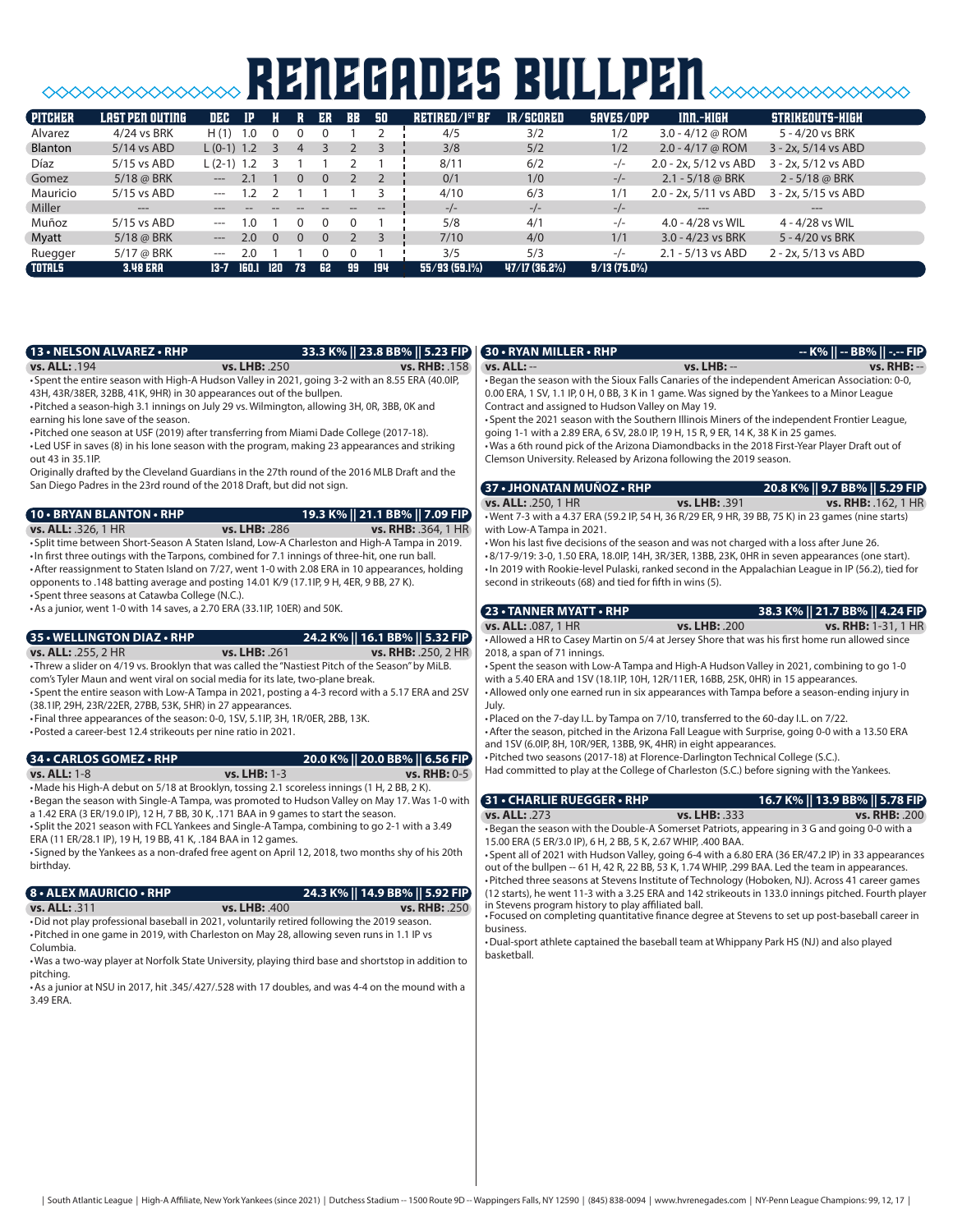# RENEGADES BULLPEN

| PITCHER | LAST PEN OUTING | DEC | IP | H | R | ER | BB | SO | RETIRED/1ST BF | IR/SCORED | SAVES/OPP | INN.-HIGH | STRIKEOUTS-HIGH |
|---|---|---|---|---|---|---|---|---|---|---|---|---|---|
| Alvarez | 4/24 vs BRK | H (1) | 1.0 | 0 | 0 | 0 | 1 | 2 | 4/5 | 3/2 | 1/2 | 3.0 - 4/12 @ ROM | 5 - 4/20 vs BRK |
| Blanton | 5/14 vs ABD | L (0-1) | 1.2 | 3 | 4 | 3 | 2 | 3 | 3/8 | 5/2 | 1/2 | 2.0 - 4/17 @ ROM | 3 - 2x, 5/14 vs ABD |
| Díaz | 5/15 vs ABD | L (2-1) | 1.2 | 3 | 1 | 1 | 2 | 1 | 8/11 | 6/2 | -/- | 2.0 - 2x, 5/12 vs ABD | 3 - 2x, 5/12 vs ABD |
| Gomez | 5/18 @ BRK | --- | 2.1 | 1 | 0 | 0 | 2 | 2 | 0/1 | 1/0 | -/- | 2.1 - 5/18 @ BRK | 2 - 5/18 @ BRK |
| Mauricio | 5/15 vs ABD | --- | 1.2 | 2 | 1 | 1 | 1 | 3 | 4/10 | 6/3 | 1/1 | 2.0 - 2x, 5/11 vs ABD | 3 - 2x, 5/15 vs ABD |
| Miller | --- | --- | -- | -- | -- | -- | -- | -- | -/- | -/- | -/- | --- | --- |
| Muñoz | 5/15 vs ABD | --- | 1.0 | 1 | 0 | 0 | 0 | 1 | 5/8 | 4/1 | -/- | 4.0 - 4/28 vs WIL | 4 - 4/28 vs WIL |
| Myatt | 5/18 @ BRK | --- | 2.0 | 0 | 0 | 0 | 2 | 3 | 7/10 | 4/0 | 1/1 | 3.0 - 4/23 vs BRK | 5 - 4/20 vs BRK |
| Ruegger | 5/17 @ BRK | --- | 2.0 | 1 | 1 | 0 | 0 | 1 | 3/5 | 5/3 | -/- | 2.1 - 5/13 vs ABD | 2 - 2x, 5/13 vs ABD |
| TOTALS | 3.48 ERA | 13-7 | 160.1 | 120 | 73 | 62 | 99 | 194 | 55/93 (59.1%) | 47/17 (36.2%) | 9/13 (75.0%) | | |

### 13 • NELSON ALVAREZ • RHP — 33.3 K% || 23.8 BB% || 5.23 FIP

**vs. ALL:** .194 **vs. LHB:** .250 **vs. RHB:** .158

- Spent the entire season with High-A Hudson Valley in 2021, going 3-2 with an 8.55 ERA (40.0IP, 43H, 43R/38ER, 32BB, 41K, 9HR) in 30 appearances out of the bullpen.
- Pitched a season-high 3.1 innings on July 29 vs. Wilmington, allowing 3H, 0R, 3BB, 0K and earning his lone save of the season.
- Pitched one season at USF (2019) after transferring from Miami Dade College (2017-18).
- Led USF in saves (8) in his lone season with the program, making 23 appearances and striking out 43 in 35.1IP.

Originally drafted by the Cleveland Guardians in the 27th round of the 2016 MLB Draft and the San Diego Padres in the 23rd round of the 2018 Draft, but did not sign.

### 10 • BRYAN BLANTON • RHP — 19.3 K% || 21.1 BB% || 7.09 FIP

**vs. ALL:** .326, 1 HR **vs. LHB:** .286 **vs. RHB:** .364, 1 HR

- Split time between Short-Season A Staten Island, Low-A Charleston and High-A Tampa in 2019.
- In first three outings with the Tarpons, combined for 7.1 innings of three-hit, one run ball.
- After reassignment to Staten Island on 7/27, went 1-0 with 2.08 ERA in 10 appearances, holding opponents to .148 batting average and posting 14.01 K/9 (17.1IP, 9 H, 4ER, 9 BB, 27 K).
- Spent three seasons at Catawba College (N.C.).
- As a junior, went 1-0 with 14 saves, a 2.70 ERA (33.1IP, 10ER) and 50K.

### 35 • WELLINGTON DIAZ • RHP — 24.2 K% || 16.1 BB% || 5.32 FIP

**vs. ALL:** .255, 2 HR **vs. LHB:** .261 **vs. RHB:** .250, 2 HR

- Threw a slider on 4/19 vs. Brooklyn that was called the "Nastiest Pitch of the Season" by MiLB.com's Tyler Maun and went viral on social media for its late, two-plane break.
- Spent the entire season with Low-A Tampa in 2021, posting a 4-3 record with a 5.17 ERA and 2SV (38.1IP, 29H, 23R/22ER, 27BB, 53K, 5HR) in 27 appearances.
- Final three appearances of the season: 0-0, 1SV, 5.1IP, 3H, 1R/0ER, 2BB, 13K.
- Posted a career-best 12.4 strikeouts per nine ratio in 2021.

### 34 • CARLOS GOMEZ • RHP — 20.0 K% || 20.0 BB% || 6.56 FIP

**vs. ALL:** 1-8 **vs. LHB:** 1-3 **vs. RHB:** 0-5

- Made his High-A debut on 5/18 at Brooklyn, tossing 2.1 scoreless innings (1 H, 2 BB, 2 K).
- Began the season with Single-A Tampa, was promoted to Hudson Valley on May 17. Was 1-0 with a 1.42 ERA (3 ER/19.0 IP), 12 H, 7 BB, 30 K, .171 BAA in 9 games to start the season.
- Split the 2021 season with FCL Yankees and Single-A Tampa, combining to go 2-1 with a 3.49 ERA (11 ER/28.1 IP), 19 H, 19 BB, 41 K, .184 BAA in 12 games.
- Signed by the Yankees as a non-drafed free agent on April 12, 2018, two months shy of his 20th birthday.

### 8 • ALEX MAURICIO • RHP — 24.3 K% || 14.9 BB% || 5.92 FIP

**vs. ALL:** .311 **vs. LHB:** .400 **vs. RHB:** .250

- Did not play professional baseball in 2021, voluntarily retired following the 2019 season.
- Pitched in one game in 2019, with Charleston on May 28, allowing seven runs in 1.1 IP vs Columbia.
- Was a two-way player at Norfolk State University, playing third base and shortstop in addition to pitching.
- As a junior at NSU in 2017, hit .345/.427/.528 with 17 doubles, and was 4-4 on the mound with a 3.49 ERA.

### 30 • RYAN MILLER • RHP — -- K% || -- BB% || -.-- FIP

**vs. ALL:** -- **vs. LHB:** -- **vs. RHB:** --

- Began the season with the Sioux Falls Canaries of the independent American Association: 0-0, 0.00 ERA, 1 SV, 1.1 IP, 0 H, 0 BB, 3 K in 1 game. Was signed by the Yankees to a Minor League Contract and assigned to Hudson Valley on May 19.
- Spent the 2021 season with the Southern Illinois Miners of the independent Frontier League, going 1-1 with a 2.89 ERA, 6 SV, 28.0 IP, 19 H, 15 R, 9 ER, 14 K, 38 K in 25 games.
- Was a 6th round pick of the Arizona Diamondbacks in the 2018 First-Year Player Draft out of Clemson University. Released by Arizona following the 2019 season.

### 37 • JHONATAN MUÑOZ • RHP — 20.8 K% || 9.7 BB% || 5.29 FIP

**vs. ALL:** .250, 1 HR **vs. LHB:** .391 **vs. RHB:** .162, 1 HR

- Went 7-3 with a 4.37 ERA (59.2 IP, 54 H, 36 R/29 ER, 9 HR, 39 BB, 75 K) in 23 games (nine starts) with Low-A Tampa in 2021.
- Won his last five decisions of the season and was not charged with a loss after June 26.
- 8/17-9/19: 3-0, 1.50 ERA, 18.0IP, 14H, 3R/3ER, 13BB, 23K, 0HR in seven appearances (one start).
- In 2019 with Rookie-level Pulaski, ranked second in the Appalachian League in IP (56.2), tied for second in strikeouts (68) and tied for fifth in wins (5).

### 23 • TANNER MYATT • RHP — 38.3 K% || 21.7 BB% || 4.24 FIP

**vs. ALL:** .087, 1 HR **vs. LHB:** .200 **vs. RHB:** 1-31, 1 HR

- Allowed a HR to Casey Martin on 5/4 at Jersey Shore that was his first home run allowed since 2018, a span of 71 innings.
- Spent the season with Low-A Tampa and High-A Hudson Valley in 2021, combining to go 1-0 with a 5.40 ERA and 1SV (18.1IP, 10H, 12R/11ER, 16BB, 25K, 0HR) in 15 appearances.
- Allowed only one earned run in six appearances with Tampa before a season-ending injury in July.
- Placed on the 7-day I.L. by Tampa on 7/10, transferred to the 60-day I.L. on 7/22.
- After the season, pitched in the Arizona Fall League with Surprise, going 0-0 with a 13.50 ERA and 1SV (6.0IP, 8H, 10R/9ER, 13BB, 9K, 4HR) in eight appearances.
- Pitched two seasons (2017-18) at Florence-Darlington Technical College (S.C.).

Had committed to play at the College of Charleston (S.C.) before signing with the Yankees.

### 31 • CHARLIE RUEGGER • RHP — 16.7 K% || 13.9 BB% || 5.78 FIP

**vs. ALL:** .273 **vs. LHB:** .333 **vs. RHB:** .200

- Began the season with the Double-A Somerset Patriots, appearing in 3 G and going 0-0 with a 15.00 ERA (5 ER/3.0 IP), 6 H, 2 BB, 5 K, 2.67 WHIP, .400 BAA.
- Spent all of 2021 with Hudson Valley, going 6-4 with a 6.80 ERA (36 ER/47.2 IP) in 33 appearances out of the bullpen -- 61 H, 42 R, 22 BB, 53 K, 1.74 WHIP, .299 BAA. Led the team in appearances.
- Pitched three seasons at Stevens Institute of Technology (Hoboken, NJ). Across 41 career games (12 starts), he went 11-3 with a 3.25 ERA and 142 strikeouts in 133.0 innings pitched. Fourth player in Stevens program history to play affiliated ball.
- Focused on completing quantitative finance degree at Stevens to set up post-baseball career in business.
- Dual-sport athlete captained the baseball team at Whippany Park HS (NJ) and also played basketball.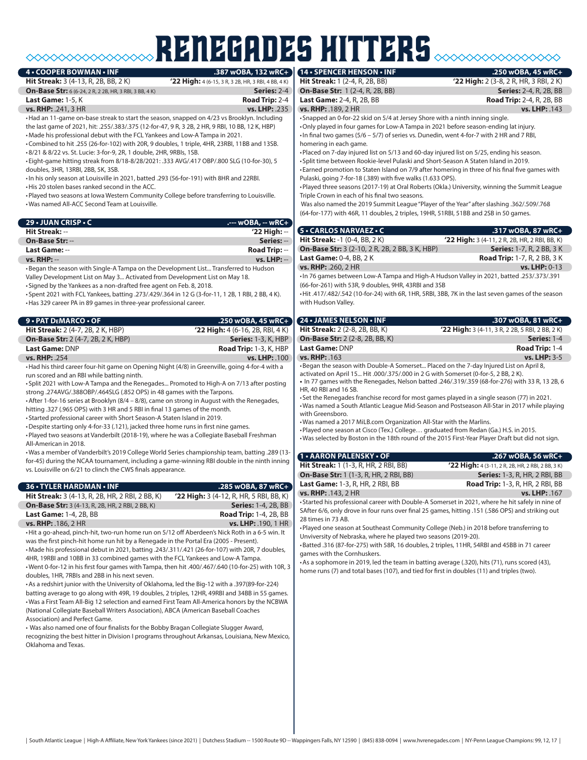# RENEGADES HITTERS

## 4 • COOPER BOWMAN • INF — .387 wOBA, 132 wRC+

**Hit Streak:** 3 (4-13, R, 2B, BB, 2 K) | **'22 High:** 4 (6-15, 3 R, 3 2B, HR, 3 RBI, 4 BB, 4 K)
**On-Base Str:** 6 (6-24, 2 R, 2 2B, HR, 3 RBI, 3 BB, 4 K) | **Series:** 2-4
**Last Game:** 1-5, K | **Road Trip:** 2-4
**vs. RHP:** .241, 3 HR | **vs. LHP:** .235

- Had an 11-game on-base streak to start the season, snapped on 4/23 vs Brooklyn. Including the last game of 2021, hit: .255/.383/.375 (12-for-47, 9 R, 3 2B, 2 HR, 9 RBI, 10 BB, 12 K, HBP)
- Made his professional debut with the FCL Yankees and Low-A Tampa in 2021.
- Combined to hit .255 (26-for-102) with 20R, 9 doubles, 1 triple, 4HR, 23RBI, 11BB and 13SB.
- 8/21 & 8/22 vs. St. Lucie: 3-for-9, 2R, 1 double, 2HR, 9RBIs, 1SB.
- Eight-game hitting streak from 8/18-8/28/2021: .333 AVG/.417 OBP/.800 SLG (10-for-30), 5 doubles, 3HR, 13RBI, 2BB, 5K, 3SB.
- In his only season at Louisville in 2021, batted .293 (56-for-191) with 8HR and 22RBI.
- His 20 stolen bases ranked second in the ACC.
- Played two seasons at Iowa Western Community College before transferring to Louisville.
- Was named All-ACC Second Team at Louisville.

## 29 • JUAN CRISP • C — .--- wOBA, -- wRC+

**Hit Streak:** -- | **'22 High:** --
**On-Base Str:** -- | **Series:** --
**Last Game:** -- | **Road Trip:** --
**vs. RHP:** -- | **vs. LHP:** --

- Began the season with Single-A Tampa on the Development List... Transferred to Hudson Valley Development List on May 3... Activated from Development List on May 18.
- Signed by the Yankees as a non-drafted free agent on Feb. 8, 2018.
- Spent 2021 with FCL Yankees, batting .273/.429/.364 in 12 G (3-for-11, 1 2B, 1 RBI, 2 BB, 4 K).
- Has 329 career PA in 89 games in three-year professional career.

## 9 • PAT DeMARCO • OF — .250 wOBA, 45 wRC+

**Hit Streak:** 2 (4-7, 2B, 2 K, HBP) | **'22 High:** 4 (6-16, 2B, RBI, 4 K)
**On-Base Str:** 2 (4-7, 2B, 2 K, HBP) | **Series:** 1-3, K, HBP
**Last Game:** DNP | **Road Trip:** 1-3, K, HBP
**vs. RHP:** .254 | **vs. LHP:** .100

- Had his third career four-hit game on Opening Night (4/8) in Greenville, going 4-for-4 with a run scored and an RBI while batting ninth.
- Split 2021 with Low-A Tampa and the Renegades... Promoted to High-A on 7/13 after posting strong .274AVG/.388OBP/.464SLG (.852 OPS) in 48 games with the Tarpons.
- After 1-for-16 series at Brooklyn (8/4 – 8/8), came on strong in August with the Renegades, hitting .327 (.965 OPS) with 3 HR and 5 RBI in final 13 games of the month.
- Started professional career with Short Season-A Staten Island in 2019.
- Despite starting only 4-for-33 (.121), jacked three home runs in first nine games.
- Played two seasons at Vanderbilt (2018-19), where he was a Collegiate Baseball Freshman All-American in 2018.
- Was a member of Vanderbilt's 2019 College World Series championship team, batting .289 (13-for-45) during the NCAA tournament, including a game-winning RBI double in the ninth inning vs. Louisville on 6/21 to clinch the CWS finals appearance.

## 36 • TYLER HARDMAN • INF — .285 wOBA, 87 wRC+

**Hit Streak:** 3 (4-13, R, 2B, HR, 2 RBI, 2 BB, K) | **'22 High:** 3 (4-12, R, HR, 5 RBI, BB, K)
**On-Base Str:** 3 (4-13, R, 2B, HR, 2 RBI, 2 BB, K) | **Series:** 1-4, 2B, BB
**Last Game:** 1-4, 2B, BB | **Road Trip:** 1-4, 2B, BB
**vs. RHP:** .186, 2 HR | **vs. LHP:** .190, 1 HR

- Hit a go-ahead, pinch-hit, two-run home run on 5/12 off Aberdeen's Nick Roth in a 6-5 win. It was the first pinch-hit home run hit by a Renegade in the Portal Era (2005 - Present).
- Made his professional debut in 2021, batting .243/.311/.421 (26-for-107) with 20R, 7 doubles, 4HR, 19RBI and 10BB in 33 combined games with the FCL Yankees and Low-A Tampa.
- Went 0-for-12 in his first four games with Tampa, then hit .400/.467/.640 (10-for-25) with 10R, 3 doubles, 1HR, 7RBIs and 2BB in his next seven.
- As a redshirt junior with the University of Oklahoma, led the Big-12 with a .397(89-for-224) batting average to go along with 49R, 19 doubles, 2 triples, 12HR, 49RBI and 34BB in 55 games.
- Was a First Team All-Big 12 selection and earned First Team All-America honors by the NCBWA (National Collegiate Baseball Writers Association), ABCA (American Baseball Coaches Association) and Perfect Game.
- Was also named one of four finalists for the Bobby Bragan Collegiate Slugger Award, recognizing the best hitter in Division I programs throughout Arkansas, Louisiana, New Mexico, Oklahoma and Texas.

## 14 • SPENCER HENSON • INF — .250 wOBA, 45 wRC+

**Hit Streak:** 1 (2-4, R, 2B, BB) | **'22 High:** 2 (3-8, 2 R, HR, 3 RBI, 2 K)
**On-Base Str:** 1 (2-4, R, 2B, BB) | **Series:** 2-4, R, 2B, BB
**Last Game:** 2-4, R, 2B, BB | **Road Trip:** 2-4, R, 2B, BB
**vs. RHP:** .189, 2 HR | **vs. LHP:** .143

- Snapped an 0-for-22 skid on 5/4 at Jersey Shore with a ninth inning single.
- Only played in four games for Low-A Tampa in 2021 before season-ending lat injury.
- In final two games (5/6 – 5/7) of series vs. Dunedin, went 4-for-7 with 2 HR and 7 RBI, homering in each game.
- Placed on 7-day injured list on 5/13 and 60-day injured list on 5/25, ending his season.
- Split time between Rookie-level Pulaski and Short-Season A Staten Island in 2019.
- Earned promotion to Staten Island on 7/9 after homering in three of his final five games with Pulaski, going 7-for-18 (.389) with five walks (1.633 OPS).
- Played three seasons (2017-19) at Oral Roberts (Okla.) University, winning the Summit League Triple Crown in each of his final two seasons.
- Was also named the 2019 Summit League "Player of the Year" after slashing .362/.509/.768 (64-for-177) with 46R, 11 doubles, 2 triples, 19HR, 51RBI, 51BB and 2SB in 50 games.

## 5 • CARLOS NARVAEZ • C — .317 wOBA, 87 wRC+

**Hit Streak:** -1 (0-4, BB, 2 K) | **'22 High:** 3 (4-11, 2 R, 2B, HR, 2 RBI, BB, K)
**On-Base Str:** 3 (2-10, 2 R, 2B, 2 BB, 3 K, HBP) | **Series:** 1-7, R, 2 BB, 3 K
**Last Game:** 0-4, BB, 2 K | **Road Trip:** 1-7, R, 2 BB, 3 K
**vs. RHP:** .260, 2 HR | **vs. LHP:** 0-13

- In 76 games between Low-A Tampa and High-A Hudson Valley in 2021, batted .253/.373/.391 (66-for-261) with 53R, 9 doubles, 9HR, 43RBI and 3SB
- Hit .417/.482/.542 (10-for-24) with 6R, 1HR, 5RBI, 3BB, 7K in the last seven games of the season with Hudson Valley.

## 24 • JAMES NELSON • INF — .307 wOBA, 81 wRC+

**Hit Streak:** 2 (2-8, 2B, BB, K) | **'22 High:** 3 (4-11, 3 R, 2 2B, 5 RBI, 2 BB, 2 K)
**On-Base Str:** 2 (2-8, 2B, BB, K) | **Series:** 1-4
**Last Game:** DNP | **Road Trip:** 1-4
**vs. RHP:** .163 | **vs. LHP:** 3-5

- Began the season with Double-A Somerset... Placed on the 7-day Injured List on April 8, activated on April 15... Hit .000/.375/.000 in 2 G with Somerset (0-for-5, 2 BB, 2 K).
- In 77 games with the Renegades, Nelson batted .246/.319/.359 (68-for-276) with 33 R, 13 2B, 6 HR, 40 RBI and 16 SB.
- Set the Renegades franchise record for most games played in a single season (77) in 2021.
- Was named a South Atlantic League Mid-Season and Postseason All-Star in 2017 while playing with Greensboro.
- Was named a 2017 MiLB.com Organization All-Star with the Marlins.
- Played one season at Cisco (Tex.) College… graduated from Redan (Ga.) H.S. in 2015.
- Was selected by Boston in the 18th round of the 2015 First-Year Player Draft but did not sign.

## 1 • AARON PALENSKY • OF — .267 wOBA, 56 wRC+

**Hit Streak:** 1 (1-3, R, HR, 2 RBI, BB) | **'22 High:** 4 (3-11, 2 R, 2B, HR, 2 RBI, 2 BB, 3 K)
**On-Base Str:** 1 (1-3, R, HR, 2 RBI, BB) | **Series:** 1-3, R, HR, 2 RBI, BB
**Last Game:** 1-3, R, HR, 2 RBI, BB | **Road Trip:** 1-3, R, HR, 2 RBI, BB
**vs. RHP:** .143, 2 HR | **vs. LHP:** .167

- Started his professional career with Double-A Somerset in 2021, where he hit safely in nine of SAfter 6/6, only drove in four runs over final 25 games, hitting .151 (.586 OPS) and striking out 28 times in 73 AB.
- Played one season at Southeast Community College (Neb.) in 2018 before transferring to Univeristy of Nebraska, where he played two seasons (2019-20).
- Batted .316 (87-for-275) with 58R, 16 doubles, 2 triples, 11HR, 54RBI and 45BB in 71 career games with the Cornhuskers.
- As a sophomore in 2019, led the team in batting average (.320), hits (71), runs scored (43), home runs (7) and total bases (107), and tied for first in doubles (11) and triples (two).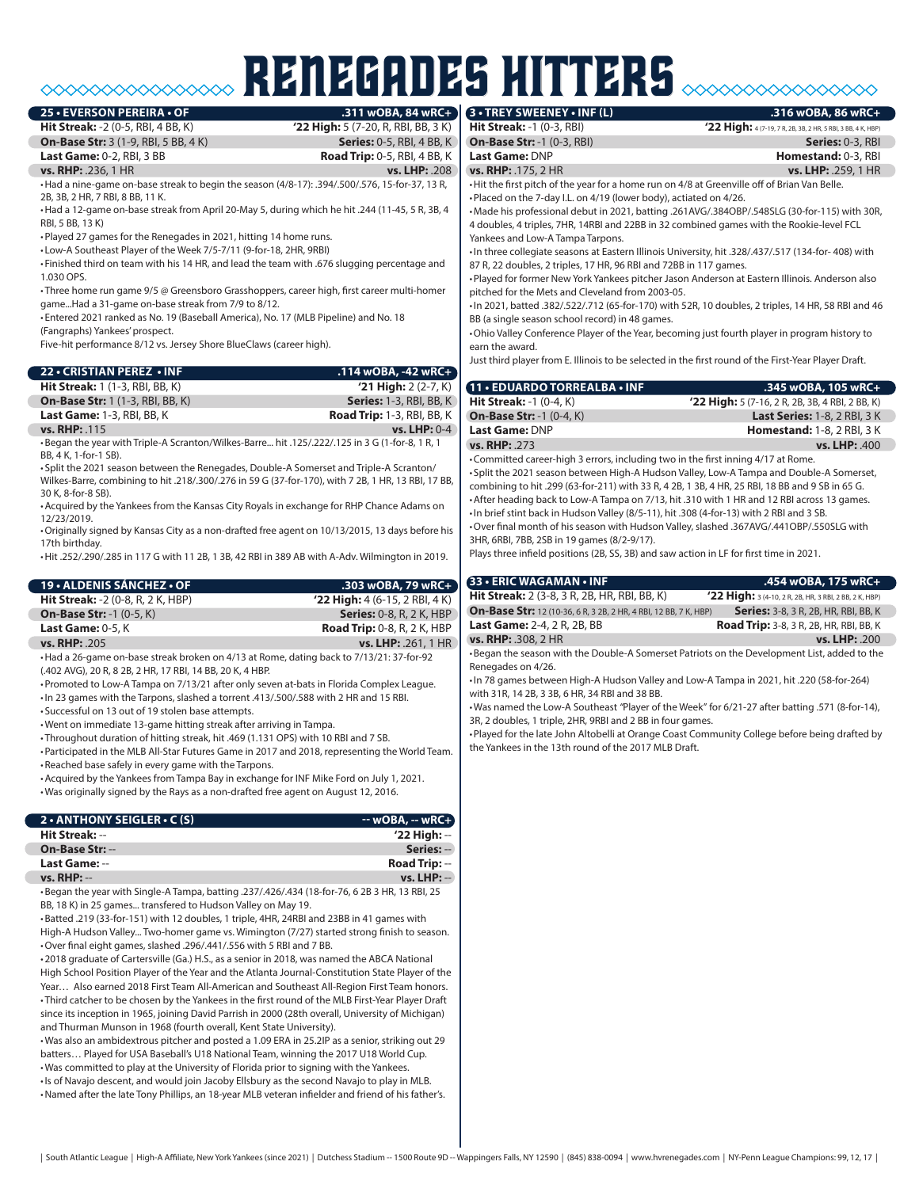# RENEGADES HITTERS

## 25 • EVERSON PEREIRA • OF — .311 wOBA, 84 wRC+

| | |
|---|---|
| **Hit Streak:** -2 (0-5, RBI, 4 BB, K) | **'22 High:** 5 (7-20, R, RBI, BB, 3 K) |
| **On-Base Str:** 3 (1-9, RBI, 5 BB, 4 K) | **Series:** 0-5, RBI, 4 BB, K |
| **Last Game:** 0-2, RBI, 3 BB | **Road Trip:** 0-5, RBI, 4 BB, K |
| **vs. RHP:** .236, 1 HR | **vs. LHP:** .208 |

- Had a nine-game on-base streak to begin the season (4/8-17): .394/.500/.576, 15-for-37, 13 R, 2B, 3B, 2 HR, 7 RBI, 8 BB, 11 K.
- Had a 12-game on-base streak from April 20-May 5, during which he hit .244 (11-45, 5 R, 3B, 4 RBI, 5 BB, 13 K)
- Played 27 games for the Renegades in 2021, hitting 14 home runs.
- Low-A Southeast Player of the Week 7/5-7/11 (9-for-18, 2HR, 9RBI)
- Finished third on team with his 14 HR, and lead the team with .676 slugging percentage and 1.030 OPS.
- Three home run game 9/5 @ Greensboro Grasshoppers, career high, first career multi-homer game...Had a 31-game on-base streak from 7/9 to 8/12.
- Entered 2021 ranked as No. 19 (Baseball America), No. 17 (MLB Pipeline) and No. 18 (Fangraphs) Yankees' prospect.

Five-hit performance 8/12 vs. Jersey Shore BlueClaws (career high).

## 22 • CRISTIAN PEREZ • INF — .114 wOBA, -42 wRC+

| | |
|---|---|
| **Hit Streak:** 1 (1-3, RBI, BB, K) | **'21 High:** 2 (2-7, K) |
| **On-Base Str:** 1 (1-3, RBI, BB, K) | **Series:** 1-3, RBI, BB, K |
| **Last Game:** 1-3, RBI, BB, K | **Road Trip:** 1-3, RBI, BB, K |
| **vs. RHP:** .115 | **vs. LHP:** 0-4 |

- Began the year with Triple-A Scranton/Wilkes-Barre... hit .125/.222/.125 in 3 G (1-for-8, 1 R, 1 BB, 4 K, 1-for-1 SB).
- Split the 2021 season between the Renegades, Double-A Somerset and Triple-A Scranton/ Wilkes-Barre, combining to hit .218/.300/.276 in 59 G (37-for-170), with 7 2B, 1 HR, 13 RBI, 17 BB, 30 K, 8-for-8 SB).
- Acquired by the Yankees from the Kansas City Royals in exchange for RHP Chance Adams on 12/23/2019.
- Originally signed by Kansas City as a non-drafted free agent on 10/13/2015, 13 days before his 17th birthday.
- Hit .252/.290/.285 in 117 G with 11 2B, 1 3B, 42 RBI in 389 AB with A-Adv. Wilmington in 2019.

## 19 • ALDENIS SÁNCHEZ • OF — .303 wOBA, 79 wRC+

| | |
|---|---|
| **Hit Streak:** -2 (0-8, R, 2 K, HBP) | **'22 High:** 4 (6-15, 2 RBI, 4 K) |
| **On-Base Str:** -1 (0-5, K) | **Series:** 0-8, R, 2 K, HBP |
| **Last Game:** 0-5, K | **Road Trip:** 0-8, R, 2 K, HBP |
| **vs. RHP:** .205 | **vs. LHP:** .261, 1 HR |

- Had a 26-game on-base streak broken on 4/13 at Rome, dating back to 7/13/21: 37-for-92 (.402 AVG), 20 R, 8 2B, 2 HR, 17 RBI, 14 BB, 20 K, 4 HBP.
- Promoted to Low-A Tampa on 7/13/21 after only seven at-bats in Florida Complex League.
- In 23 games with the Tarpons, slashed a torrent .413/.500/.588 with 2 HR and 15 RBI.
- Successful on 13 out of 19 stolen base attempts.
- Went on immediate 13-game hitting streak after arriving in Tampa.
- Throughout duration of hitting streak, hit .469 (1.131 OPS) with 10 RBI and 7 SB.
- Participated in the MLB All-Star Futures Game in 2017 and 2018, representing the World Team.
- Reached base safely in every game with the Tarpons.
- Acquired by the Yankees from Tampa Bay in exchange for INF Mike Ford on July 1, 2021.
- Was originally signed by the Rays as a non-drafted free agent on August 12, 2016.

## 2 • ANTHONY SEIGLER • C (S) — -- wOBA, -- wRC+

| | |
|---|---|
| **Hit Streak:** -- | **'22 High:** -- |
| **On-Base Str:** -- | **Series:** -- |
| **Last Game:** -- | **Road Trip:** -- |
| **vs. RHP:** -- | **vs. LHP:** -- |

- Began the year with Single-A Tampa, batting .237/.426/.434 (18-for-76, 6 2B 3 HR, 13 RBI, 25 BB, 18 K) in 25 games... transfered to Hudson Valley on May 19.
- Batted .219 (33-for-151) with 12 doubles, 1 triple, 4HR, 24RBI and 23BB in 41 games with High-A Hudson Valley... Two-homer game vs. Wimington (7/27) started strong finish to season.
- Over final eight games, slashed .296/.441/.556 with 5 RBI and 7 BB.
- 2018 graduate of Cartersville (Ga.) H.S., as a senior in 2018, was named the ABCA National High School Position Player of the Year and the Atlanta Journal-Constitution State Player of the Year… Also earned 2018 First Team All-American and Southeast All-Region First Team honors.
- Third catcher to be chosen by the Yankees in the first round of the MLB First-Year Player Draft since its inception in 1965, joining David Parrish in 2000 (28th overall, University of Michigan) and Thurman Munson in 1968 (fourth overall, Kent State University).
- Was also an ambidextrous pitcher and posted a 1.09 ERA in 25.2IP as a senior, striking out 29 batters… Played for USA Baseball's U18 National Team, winning the 2017 U18 World Cup.
- Was committed to play at the University of Florida prior to signing with the Yankees.
- Is of Navajo descent, and would join Jacoby Ellsbury as the second Navajo to play in MLB.
- Named after the late Tony Phillips, an 18-year MLB veteran infielder and friend of his father's.

## 3 • TREY SWEENEY • INF (L) — .316 wOBA, 86 wRC+

| | |
|---|---|
| **Hit Streak:** -1 (0-3, RBI) | **'22 High:** 4 (7-19, 7 R, 2B, 3B, 2 HR, 5 RBI, 3 BB, 4 K, HBP) |
| **On-Base Str:** -1 (0-3, RBI) | **Series:** 0-3, RBI |
| **Last Game:** DNP | **Homestand:** 0-3, RBI |
| **vs. RHP:** .175, 2 HR | **vs. LHP:** .259, 1 HR |

- Hit the first pitch of the year for a home run on 4/8 at Greenville off of Brian Van Belle.
- Placed on the 7-day I.L. on 4/19 (lower body), actiated on 4/26.
- Made his professional debut in 2021, batting .261AVG/.384OBP/.548SLG (30-for-115) with 30R, 4 doubles, 4 triples, 7HR, 14RBI and 22BB in 32 combined games with the Rookie-level FCL Yankees and Low-A Tampa Tarpons.
- In three collegiate seasons at Eastern Illinois University, hit .328/.437/.517 (134-for- 408) with 87 R, 22 doubles, 2 triples, 17 HR, 96 RBI and 72BB in 117 games.
- Played for former New York Yankees pitcher Jason Anderson at Eastern Illinois. Anderson also pitched for the Mets and Cleveland from 2003-05.
- In 2021, batted .382/.522/.712 (65-for-170) with 52R, 10 doubles, 2 triples, 14 HR, 58 RBI and 46 BB (a single season school record) in 48 games.
- Ohio Valley Conference Player of the Year, becoming just fourth player in program history to earn the award.

Just third player from E. Illinois to be selected in the first round of the First-Year Player Draft.

## 11 • EDUARDO TORREALBA • INF — .345 wOBA, 105 wRC+

| | |
|---|---|
| **Hit Streak:** -1 (0-4, K) | **'22 High:** 5 (7-16, 2 R, 2B, 3B, 4 RBI, 2 BB, K) |
| **On-Base Str:** -1 (0-4, K) | **Last Series:** 1-8, 2 RBI, 3 K |
| **Last Game:** DNP | **Homestand:** 1-8, 2 RBI, 3 K |
| **vs. RHP:** .273 | **vs. LHP:** .400 |

- Committed career-high 3 errors, including two in the first inning 4/17 at Rome.
- Split the 2021 season between High-A Hudson Valley, Low-A Tampa and Double-A Somerset, combining to hit .299 (63-for-211) with 33 R, 4 2B, 1 3B, 4 HR, 25 RBI, 18 BB and 9 SB in 65 G.
- After heading back to Low-A Tampa on 7/13, hit .310 with 1 HR and 12 RBI across 13 games.
- In brief stint back in Hudson Valley (8/5-11), hit .308 (4-for-13) with 2 RBI and 3 SB.
- Over final month of his season with Hudson Valley, slashed .367AVG/.441OBP/.550SLG with 3HR, 6RBI, 7BB, 2SB in 19 games (8/2-9/17).

Plays three infield positions (2B, SS, 3B) and saw action in LF for first time in 2021.

## 33 • ERIC WAGAMAN • INF — .454 wOBA, 175 wRC+

| | |
|---|---|
| **Hit Streak:** 2 (3-8, 3 R, 2B, HR, RBI, BB, K) | **'22 High:** 3 (4-10, 2 R, 2B, HR, 3 RBI, 2 BB, 2 K, HBP) |
| **On-Base Str:** 12 (10-36, 6 R, 3 2B, 2 HR, 4 RBI, 12 BB, 7 K, HBP) | **Series:** 3-8, 3 R, 2B, HR, RBI, BB, K |
| **Last Game:** 2-4, 2 R, 2B, BB | **Road Trip:** 3-8, 3 R, 2B, HR, RBI, BB, K |
| **vs. RHP:** .308, 2 HR | **vs. LHP:** .200 |

- Began the season with the Double-A Somerset Patriots on the Development List, added to the Renegades on 4/26.
- In 78 games between High-A Hudson Valley and Low-A Tampa in 2021, hit .220 (58-for-264) with 31R, 14 2B, 3 3B, 6 HR, 34 RBI and 38 BB.
- Was named the Low-A Southeast "Player of the Week" for 6/21-27 after batting .571 (8-for-14), 3R, 2 doubles, 1 triple, 2HR, 9RBI and 2 BB in four games.
- Played for the late John Altobelli at Orange Coast Community College before being drafted by the Yankees in the 13th round of the 2017 MLB Draft.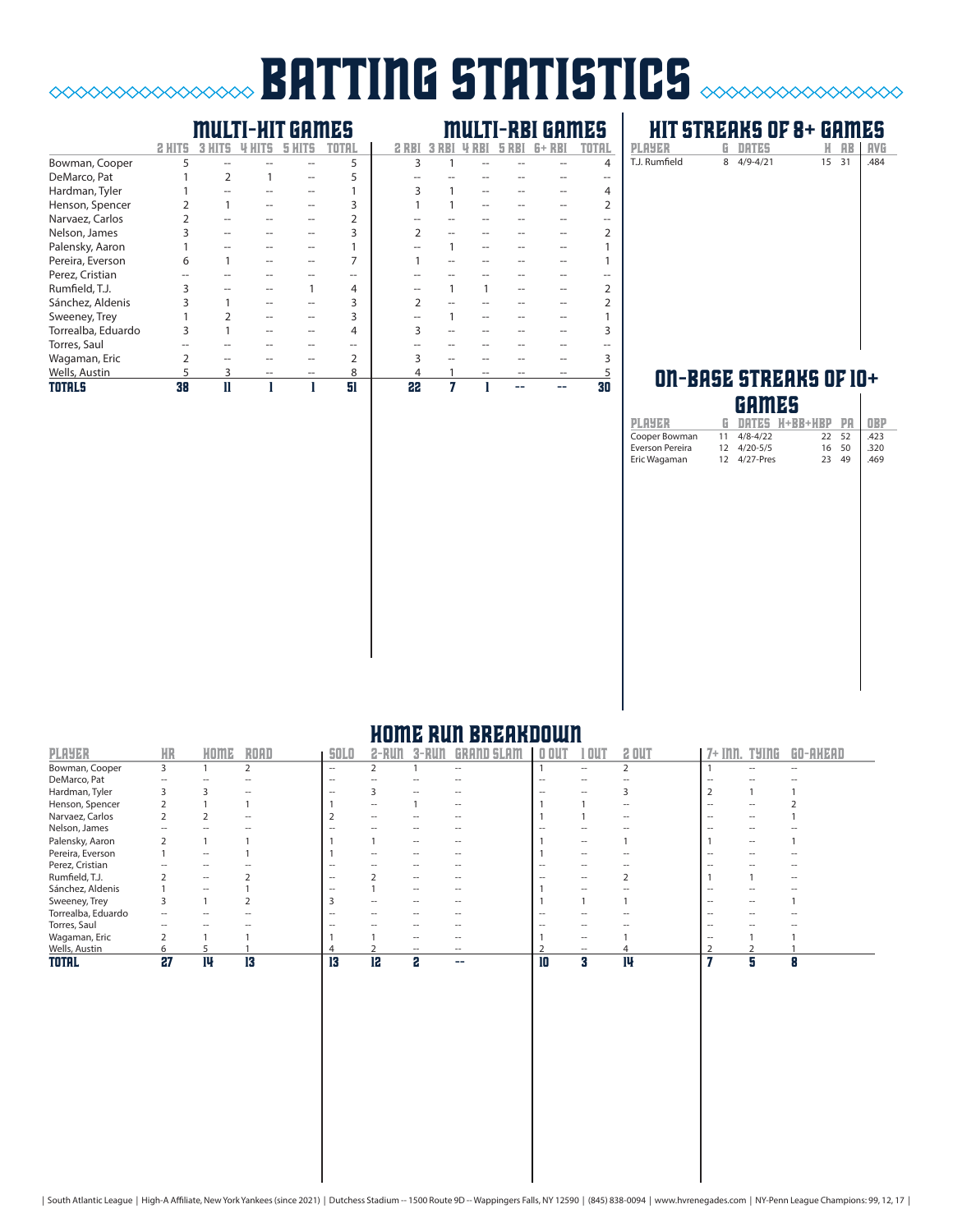# BATTING STATISTICS

## MULTI-HIT GAMES / MULTI-RBI GAMES

| | MULTI-HIT GAMES | | | | | MULTI-RBI GAMES | | | | | |
|---|---|---|---|---|---|---|---|---|---|---|---|
| | 2 HITS | 3 HITS | 4 HITS | 5 HITS | TOTAL | 2 RBI | 3 RBI | 4 RBI | 5 RBI | 6+ RBI | TOTAL |
| Bowman, Cooper | 5 | -- | -- | -- | 5 | 3 | 1 | -- | -- | -- | 4 |
| DeMarco, Pat | 1 | 2 | 1 | -- | 5 | -- | -- | -- | -- | -- | -- |
| Hardman, Tyler | 1 | -- | -- | -- | 1 | 3 | 1 | -- | -- | -- | 4 |
| Henson, Spencer | 2 | 1 | -- | -- | 3 | 1 | 1 | -- | -- | -- | 2 |
| Narvaez, Carlos | 2 | -- | -- | -- | 2 | -- | -- | -- | -- | -- | -- |
| Nelson, James | 3 | -- | -- | -- | 3 | 2 | -- | -- | -- | -- | 2 |
| Palensky, Aaron | 1 | -- | -- | -- | 1 | -- | 1 | -- | -- | -- | 1 |
| Pereira, Everson | 6 | 1 | -- | -- | 7 | 1 | -- | -- | -- | -- | 1 |
| Perez, Cristian | -- | -- | -- | -- | -- | -- | -- | -- | -- | -- | -- |
| Rumfield, T.J. | 3 | -- | -- | 1 | 4 | -- | 1 | 1 | -- | -- | 2 |
| Sánchez, Aldenis | 3 | 1 | -- | -- | 3 | 2 | -- | -- | -- | -- | 2 |
| Sweeney, Trey | 1 | 2 | -- | -- | 3 | -- | 1 | -- | -- | -- | 1 |
| Torrealba, Eduardo | 3 | 1 | -- | -- | 4 | 3 | -- | -- | -- | -- | 3 |
| Torres, Saul | -- | -- | -- | -- | -- | -- | -- | -- | -- | -- | -- |
| Wagaman, Eric | 2 | -- | -- | -- | 2 | 3 | -- | -- | -- | -- | 3 |
| Wells, Austin | 5 | 3 | -- | -- | 8 | 4 | 1 | -- | -- | -- | 5 |
| **TOTALS** | **38** | **11** | **1** | **1** | **51** | **22** | **7** | **1** | **--** | **--** | **30** |

## HIT STREAKS OF 8+ GAMES

| PLAYER | G | DATES | H | AB | AVG |
|---|---|---|---|---|---|
| T.J. Rumfield | 8 | 4/9-4/21 | 15 | 31 | .484 |

## ON-BASE STREAKS OF 10+ GAMES

| PLAYER | G | DATES | H+BB+HBP | PA | OBP |
|---|---|---|---|---|---|
| Cooper Bowman | 11 | 4/8-4/22 | 22 | 52 | .423 |
| Everson Pereira | 12 | 4/20-5/5 | 16 | 50 | .320 |
| Eric Wagaman | 12 | 4/27-Pres | 23 | 49 | .469 |

## HOME RUN BREAKDOWN

| PLAYER | HR | HOME | ROAD | SOLO | 2-RUN | 3-RUN | GRAND SLAM | 0 OUT | 1 OUT | 2 OUT | 7+ INN. | TYING | GO-AHEAD |
|---|---|---|---|---|---|---|---|---|---|---|---|---|---|
| Bowman, Cooper | 3 | 1 | 2 | -- | 2 | 1 | -- | 1 | -- | 2 | 1 | -- | -- |
| DeMarco, Pat | -- | -- | -- | -- | -- | -- | -- | -- | -- | -- | -- | -- | -- |
| Hardman, Tyler | 3 | 3 | -- | -- | 3 | -- | -- | -- | -- | 3 | 2 | 1 | 1 |
| Henson, Spencer | 2 | 1 | 1 | 1 | -- | 1 | -- | 1 | 1 | -- | -- | -- | 2 |
| Narvaez, Carlos | 2 | 2 | -- | 2 | -- | -- | -- | 1 | 1 | -- | -- | -- | 1 |
| Nelson, James | -- | -- | -- | -- | -- | -- | -- | -- | -- | -- | -- | -- | -- |
| Palensky, Aaron | 2 | 1 | 1 | 1 | 1 | -- | -- | 1 | -- | 1 | 1 | -- | 1 |
| Pereira, Everson | 1 | -- | 1 | 1 | -- | -- | -- | 1 | -- | -- | -- | -- | -- |
| Perez, Cristian | -- | -- | -- | -- | -- | -- | -- | -- | -- | -- | -- | -- | -- |
| Rumfield, T.J. | 2 | -- | 2 | -- | 2 | -- | -- | -- | -- | 2 | 1 | 1 | -- |
| Sánchez, Aldenis | 1 | -- | 1 | -- | 1 | -- | -- | 1 | -- | -- | -- | -- | -- |
| Sweeney, Trey | 3 | 1 | 2 | 3 | -- | -- | -- | 1 | 1 | 1 | -- | -- | 1 |
| Torrealba, Eduardo | -- | -- | -- | -- | -- | -- | -- | -- | -- | -- | -- | -- | -- |
| Torres, Saul | -- | -- | -- | -- | -- | -- | -- | -- | -- | -- | -- | -- | -- |
| Wagaman, Eric | 2 | 1 | 1 | 1 | 1 | -- | -- | 1 | -- | 1 | -- | 1 | 1 |
| Wells, Austin | 6 | 5 | 1 | 4 | 2 | -- | -- | 2 | -- | 4 | 2 | 2 | 1 |
| **TOTAL** | **27** | **14** | **13** | **13** | **12** | **2** | **--** | **10** | **3** | **14** | **7** | **5** | **8** |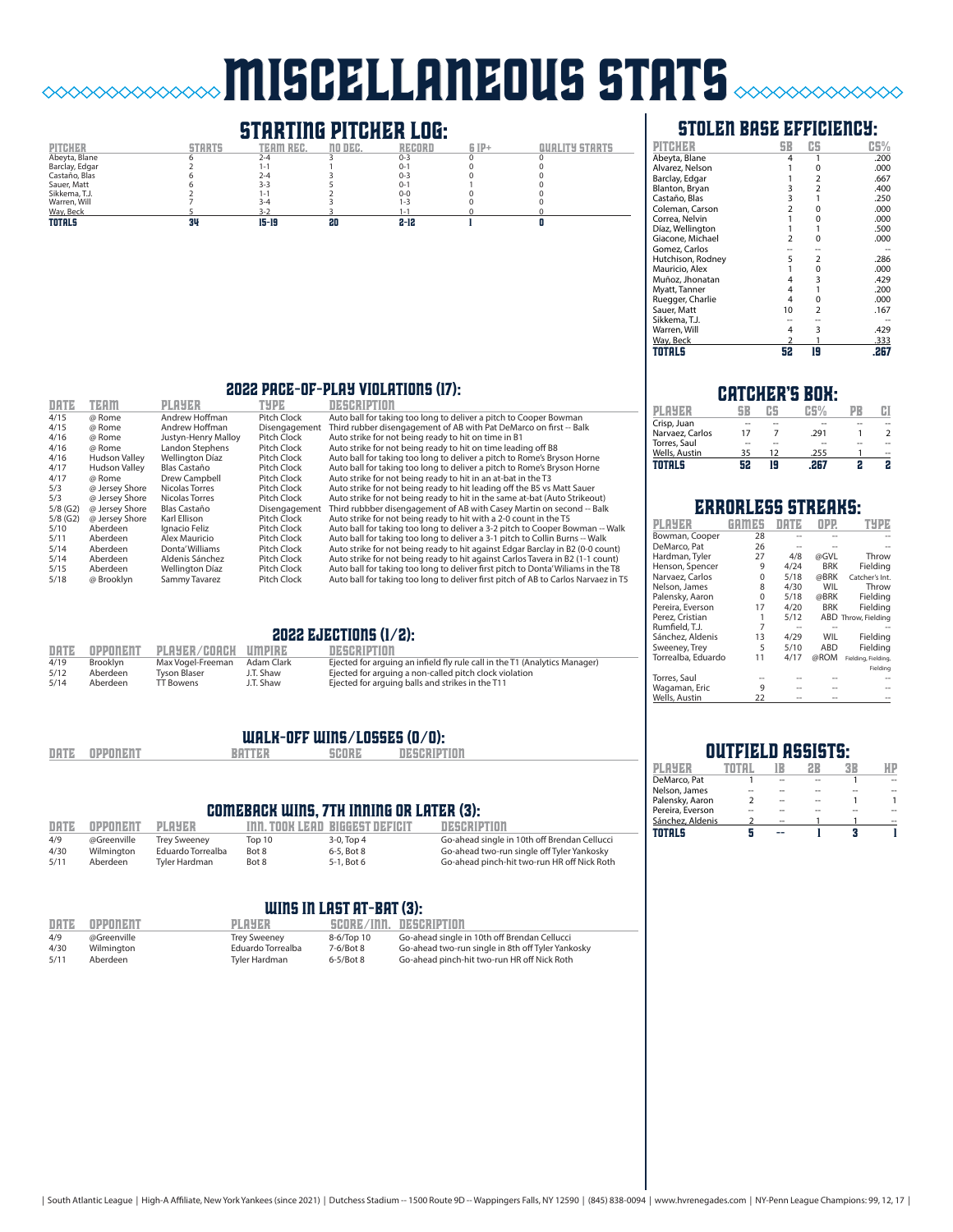# MISCELLANEOUS STATS

## STARTING PITCHER LOG:

| PITCHER | STARTS | TEAM REC. | NO DEC. | RECORD | 6 IP+ | QUALITY STARTS |
|---|---|---|---|---|---|---|
| Abeyta, Blane | 6 | 2-4 | 3 | 0-3 | 0 | 0 |
| Barclay, Edgar | 2 | 1-1 | 1 | 0-1 | 0 | 0 |
| Castaño, Blas | 6 | 2-4 | 3 | 0-3 | 0 | 0 |
| Sauer, Matt | 6 | 3-3 | 5 | 0-1 | 1 | 0 |
| Sikkema, T.J. | 2 | 1-1 | 2 | 0-0 | 0 | 0 |
| Warren, Will | 7 | 3-4 | 3 | 1-3 | 0 | 0 |
| Way, Beck | 5 | 3-2 | 3 | 1-1 | 0 | 0 |
| **TOTALS** | **34** | **15-19** | **20** | **2-12** | **1** | **0** |

## 2022 PACE-OF-PLAY VIOLATIONS (17):

| DATE | TEAM | PLAYER | TYPE | DESCRIPTION |
|---|---|---|---|---|
| 4/15 | @ Rome | Andrew Hoffman | Pitch Clock | Auto ball for taking too long to deliver a pitch to Cooper Bowman |
| 4/15 | @ Rome | Andrew Hoffman | Disengagement | Third rubber disengagement of AB with Pat DeMarco on first -- Balk |
| 4/16 | @ Rome | Justyn-Henry Malloy | Pitch Clock | Auto strike for not being ready to hit on time in B1 |
| 4/16 | @ Rome | Landon Stephens | Pitch Clock | Auto strike for not being ready to hit on time leading off B8 |
| 4/16 | Hudson Valley | Wellington Díaz | Pitch Clock | Auto ball for taking too long to deliver a pitch to Rome's Bryson Horne |
| 4/17 | Hudson Valley | Blas Castaño | Pitch Clock | Auto ball for taking too long to deliver a pitch to Rome's Bryson Horne |
| 4/17 | @ Rome | Drew Campbell | Pitch Clock | Auto strike for not being ready to hit in an at-bat in the T3 |
| 5/3 | @ Jersey Shore | Nicolas Torres | Pitch Clock | Auto strike for not being ready to hit leading off the B5 vs Matt Sauer |
| 5/3 | @ Jersey Shore | Nicolas Torres | Pitch Clock | Auto strike for not being ready to hit in the same at-bat (Auto Strikeout) |
| 5/8 (G2) | @ Jersey Shore | Blas Castaño | Disengagement | Third rubber disengagement of AB with Casey Martin on second -- Balk |
| 5/8 (G2) | @ Jersey Shore | Karl Ellison | Pitch Clock | Auto strike for not being ready to hit with a 2-0 count in the T5 |
| 5/10 | Aberdeen | Ignacio Feliz | Pitch Clock | Auto ball for taking too long to deliver a 3-2 pitch to Cooper Bowman -- Walk |
| 5/11 | Aberdeen | Alex Mauricio | Pitch Clock | Auto ball for taking too long to deliver a 3-1 pitch to Collin Burns -- Walk |
| 5/14 | Aberdeen | Donta' Williams | Pitch Clock | Auto strike for not being ready to hit against Edgar Barclay in B2 (0-0 count) |
| 5/14 | Aberdeen | Aldenis Sánchez | Pitch Clock | Auto strike for not being ready to hit against Carlos Tavera in B2 (1-1 count) |
| 5/15 | Aberdeen | Wellington Díaz | Pitch Clock | Auto ball for taking too long to deliver first pitch to Donta' Wiliams in the T8 |
| 5/18 | @ Brooklyn | Sammy Tavarez | Pitch Clock | Auto ball for taking too long to deliver first pitch of AB to Carlos Narvaez in T5 |

## 2022 EJECTIONS (1/2):

| DATE | OPPONENT | PLAYER/COACH | UMPIRE | DESCRIPTION |
|---|---|---|---|---|
| 4/19 | Brooklyn | Max Vogel-Freeman | Adam Clark | Ejected for arguing an infield fly rule call in the T1 (Analytics Manager) |
| 5/12 | Aberdeen | Tyson Blaser | J.T. Shaw | Ejected for arguing a non-called pitch clock violation |
| 5/14 | Aberdeen | TT Bowens | J.T. Shaw | Ejected for arguing balls and strikes in the T11 |

## WALK-OFF WINS/LOSSES (0/0):

| DATE | OPPONENT | BATTER | SCORE | DESCRIPTION |
|---|---|---|---|---|

## COMEBACK WINS, 7TH INNING OR LATER (3):

| DATE | OPPONENT | PLAYER | INN. TOOK LEAD | BIGGEST DEFICIT | DESCRIPTION |
|---|---|---|---|---|---|
| 4/9 | @Greenville | Trey Sweeney | Top 10 | 3-0, Top 4 | Go-ahead single in 10th off Brendan Cellucci |
| 4/30 | Wilmington | Eduardo Torrealba | Bot 8 | 6-5, Bot 8 | Go-ahead two-run single off Tyler Yankosky |
| 5/11 | Aberdeen | Tyler Hardman | Bot 8 | 5-1, Bot 6 | Go-ahead pinch-hit two-run HR off Nick Roth |

## WINS IN LAST AT-BAT (3):

| DATE | OPPONENT | PLAYER | SCORE/INN. | DESCRIPTION |
|---|---|---|---|---|
| 4/9 | @Greenville | Trey Sweeney | 8-6/Top 10 | Go-ahead single in 10th off Brendan Cellucci |
| 4/30 | Wilmington | Eduardo Torrealba | 7-6/Bot 8 | Go-ahead two-run single in 8th off Tyler Yankosky |
| 5/11 | Aberdeen | Tyler Hardman | 6-5/Bot 8 | Go-ahead pinch-hit two-run HR off Nick Roth |

## STOLEN BASE EFFICIENCY:

| PITCHER | SB | CS | CS% |
|---|---|---|---|
| Abeyta, Blane | 4 | 1 | .200 |
| Alvarez, Nelson | 1 | 0 | .000 |
| Barclay, Edgar | 1 | 2 | .667 |
| Blanton, Bryan | 3 | 2 | .400 |
| Castaño, Blas | 3 | 1 | .250 |
| Coleman, Carson | 2 | 0 | .000 |
| Correa, Nelvin | 1 | 0 | .000 |
| Díaz, Wellington | 1 | 1 | .500 |
| Giacone, Michael | 2 | 0 | .000 |
| Gomez, Carlos | -- | -- | -- |
| Hutchison, Rodney | 5 | 2 | .286 |
| Mauricio, Alex | 1 | 0 | .000 |
| Muñoz, Jhonatan | 4 | 3 | .429 |
| Myatt, Tanner | 4 | 1 | .200 |
| Ruegger, Charlie | 4 | 0 | .000 |
| Sauer, Matt | 10 | 2 | .167 |
| Sikkema, T.J. | -- | -- | -- |
| Warren, Will | 4 | 3 | .429 |
| Way, Beck | 2 | 1 | .333 |
| **TOTALS** | **52** | **19** | **.267** |

## CATCHER'S BOX:

| PLAYER | SB | CS | CS% | PB | CI |
|---|---|---|---|---|---|
| Crisp, Juan | -- | -- | -- | -- | -- |
| Narvaez, Carlos | 17 | 7 | .291 | 1 | 2 |
| Torres, Saul | -- | -- | -- | -- | -- |
| Wells, Austin | 35 | 12 | .255 | 1 | -- |
| **TOTALS** | **52** | **19** | **.267** | **2** | **2** |

## ERRORLESS STREAKS:

| PLAYER | GAMES | DATE | OPP. | TYPE |
|---|---|---|---|---|
| Bowman, Cooper | 28 | -- | -- | -- |
| DeMarco, Pat | 26 | -- | -- | -- |
| Hardman, Tyler | 27 | 4/8 | @GVL | Throw |
| Henson, Spencer | 9 | 4/24 | BRK | Fielding |
| Narvaez, Carlos | 0 | 5/18 | @BRK | Catcher's Int. |
| Nelson, James | 8 | 4/30 | WIL | Throw |
| Palensky, Aaron | 0 | 5/18 | @BRK | Fielding |
| Pereira, Everson | 17 | 4/20 | BRK | Fielding |
| Perez, Cristian | 1 | 5/12 | ABD | Throw, Fielding |
| Rumfield, T.J. | 7 | -- | -- | -- |
| Sánchez, Aldenis | 13 | 4/29 | WIL | Fielding |
| Sweeney, Trey | 5 | 5/10 | ABD | Fielding |
| Torrealba, Eduardo | 11 | 4/17 | @ROM | Fielding, Fielding, Fielding |
| Torres, Saul | -- | -- | -- | -- |
| Wagaman, Eric | 9 | -- | -- | -- |
| Wells, Austin | 22 | -- | -- | -- |

## OUTFIELD ASSISTS:

| PLAYER | TOTAL | 1B | 2B | 3B | HP |
|---|---|---|---|---|---|
| DeMarco, Pat | 1 | -- | -- | 1 | -- |
| Nelson, James | -- | -- | -- | -- | -- |
| Palensky, Aaron | 2 | -- | -- | 1 | 1 |
| Pereira, Everson | -- | -- | -- | -- | -- |
| Sánchez, Aldenis | 2 | -- | 1 | 1 | -- |
| **TOTALS** | **5** | **--** | **1** | **3** | **1** |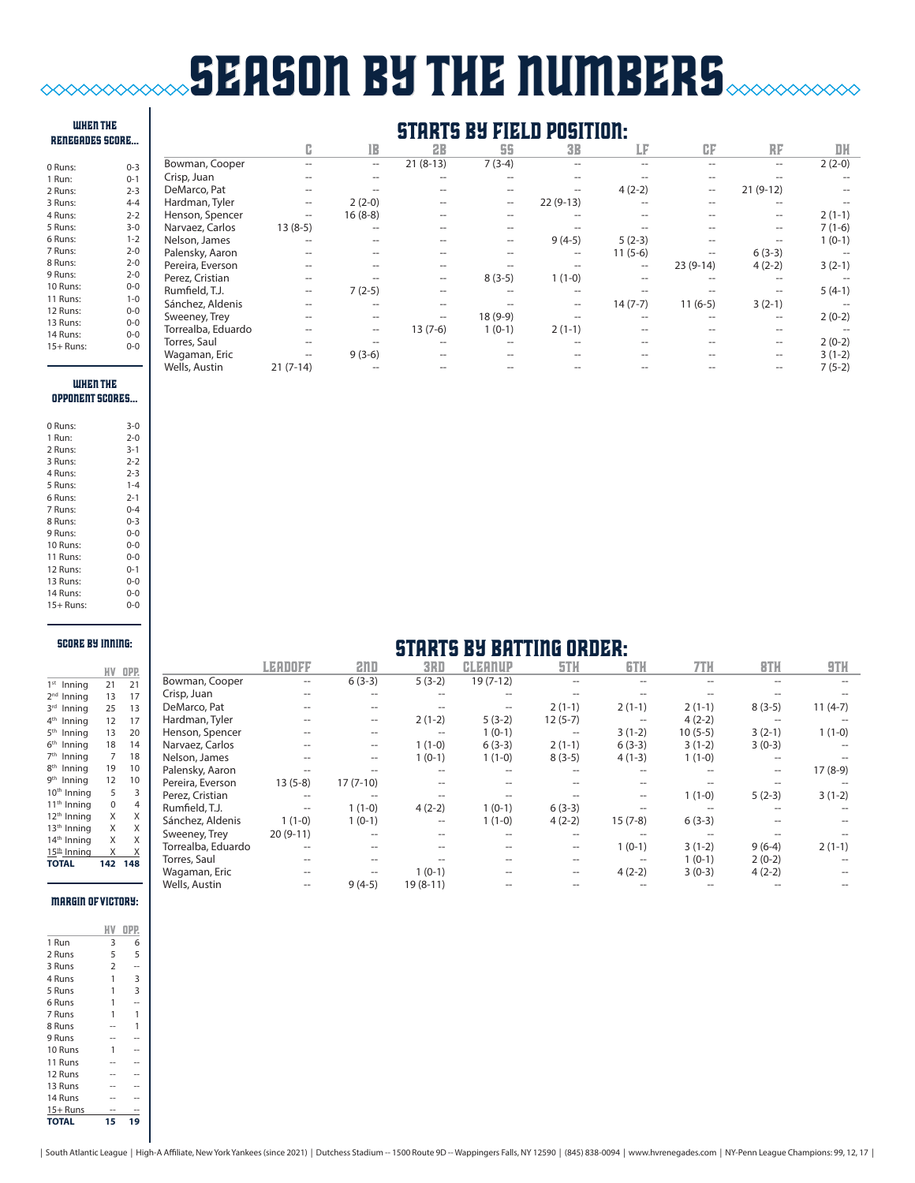# SEASON BY THE NUMBERS

### WHEN THE RENEGADES SCORE...

| | |
|---|---|
| 0 Runs: | 0-3 |
| 1 Run: | 0-1 |
| 2 Runs: | 2-3 |
| 3 Runs: | 4-4 |
| 4 Runs: | 2-2 |
| 5 Runs: | 3-0 |
| 6 Runs: | 1-2 |
| 7 Runs: | 2-0 |
| 8 Runs: | 2-0 |
| 9 Runs: | 2-0 |
| 10 Runs: | 0-0 |
| 11 Runs: | 1-0 |
| 12 Runs: | 0-0 |
| 13 Runs: | 0-0 |
| 14 Runs: | 0-0 |
| 15+ Runs: | 0-0 |

### WHEN THE OPPONENT SCORES...

| | |
|---|---|
| 0 Runs: | 3-0 |
| 1 Run: | 2-0 |
| 2 Runs: | 3-1 |
| 3 Runs: | 2-2 |
| 4 Runs: | 2-3 |
| 5 Runs: | 1-4 |
| 6 Runs: | 2-1 |
| 7 Runs: | 0-4 |
| 8 Runs: | 0-3 |
| 9 Runs: | 0-0 |
| 10 Runs: | 0-0 |
| 11 Runs: | 0-0 |
| 12 Runs: | 0-1 |
| 13 Runs: | 0-0 |
| 14 Runs: | 0-0 |
| 15+ Runs: | 0-0 |

### SCORE BY INNING:

| | HV | OPP. |
|---|---|---|
| 1st Inning | 21 | 21 |
| 2nd Inning | 13 | 17 |
| 3rd Inning | 25 | 13 |
| 4th Inning | 12 | 17 |
| 5th Inning | 13 | 20 |
| 6th Inning | 18 | 14 |
| 7th Inning | 7 | 18 |
| 8th Inning | 19 | 10 |
| 9th Inning | 12 | 10 |
| 10th Inning | 5 | 3 |
| 11th Inning | 0 | 4 |
| 12th Inning | X | X |
| 13th Inning | X | X |
| 14th Inning | X | X |
| 15th Inning | X | X |
| **TOTAL** | **142** | **148** |

### MARGIN OF VICTORY:

| | HV | OPP. |
|---|---|---|
| 1 Run | 3 | 6 |
| 2 Runs | 5 | 5 |
| 3 Runs | 2 | -- |
| 4 Runs | 1 | 3 |
| 5 Runs | 1 | 3 |
| 6 Runs | 1 | -- |
| 7 Runs | 1 | 1 |
| 8 Runs | -- | 1 |
| 9 Runs | -- | -- |
| 10 Runs | 1 | -- |
| 11 Runs | -- | -- |
| 12 Runs | -- | -- |
| 13 Runs | -- | -- |
| 14 Runs | -- | -- |
| 15+ Runs | -- | -- |
| **TOTAL** | **15** | **19** |

## STARTS BY FIELD POSITION:

| | C | 1B | 2B | SS | 3B | LF | CF | RF | DH |
|---|---|---|---|---|---|---|---|---|---|
| Bowman, Cooper | -- | -- | 21 (8-13) | 7 (3-4) | -- | -- | -- | -- | 2 (2-0) |
| Crisp, Juan | -- | -- | -- | -- | -- | -- | -- | -- | -- |
| DeMarco, Pat | -- | -- | -- | -- | -- | 4 (2-2) | -- | 21 (9-12) | -- |
| Hardman, Tyler | -- | 2 (2-0) | -- | -- | 22 (9-13) | -- | -- | -- | -- |
| Henson, Spencer | -- | 16 (8-8) | -- | -- | -- | -- | -- | -- | 2 (1-1) |
| Narvaez, Carlos | 13 (8-5) | -- | -- | -- | -- | -- | -- | -- | 7 (1-6) |
| Nelson, James | -- | -- | -- | -- | 9 (4-5) | 5 (2-3) | -- | -- | 1 (0-1) |
| Palensky, Aaron | -- | -- | -- | -- | -- | 11 (5-6) | -- | 6 (3-3) | -- |
| Pereira, Everson | -- | -- | -- | -- | -- | -- | 23 (9-14) | 4 (2-2) | 3 (2-1) |
| Perez, Cristian | -- | -- | -- | 8 (3-5) | 1 (1-0) | -- | -- | -- | -- |
| Rumfield, T.J. | -- | 7 (2-5) | -- | -- | -- | -- | -- | -- | 5 (4-1) |
| Sánchez, Aldenis | -- | -- | -- | -- | -- | 14 (7-7) | 11 (6-5) | 3 (2-1) | -- |
| Sweeney, Trey | -- | -- | -- | 18 (9-9) | -- | -- | -- | -- | 2 (0-2) |
| Torrealba, Eduardo | -- | -- | 13 (7-6) | 1 (0-1) | 2 (1-1) | -- | -- | -- | -- |
| Torres, Saul | -- | -- | -- | -- | -- | -- | -- | -- | 2 (0-2) |
| Wagaman, Eric | -- | 9 (3-6) | -- | -- | -- | -- | -- | -- | 3 (1-2) |
| Wells, Austin | 21 (7-14) | -- | -- | -- | -- | -- | -- | -- | 7 (5-2) |

## STARTS BY BATTING ORDER:

| | LEADOFF | 2ND | 3RD | CLEANUP | 5TH | 6TH | 7TH | 8TH | 9TH |
|---|---|---|---|---|---|---|---|---|---|
| Bowman, Cooper | -- | 6 (3-3) | 5 (3-2) | 19 (7-12) | -- | -- | -- | -- | -- |
| Crisp, Juan | -- | -- | -- | -- | -- | -- | -- | -- | -- |
| DeMarco, Pat | -- | -- | -- | -- | 2 (1-1) | 2 (1-1) | 2 (1-1) | 8 (3-5) | 11 (4-7) |
| Hardman, Tyler | -- | -- | 2 (1-2) | 5 (3-2) | 12 (5-7) | -- | 4 (2-2) | -- | -- |
| Henson, Spencer | -- | -- | -- | 1 (0-1) | -- | 3 (1-2) | 10 (5-5) | 3 (2-1) | 1 (1-0) |
| Narvaez, Carlos | -- | -- | 1 (1-0) | 6 (3-3) | 2 (1-1) | 6 (3-3) | 3 (1-2) | 3 (0-3) | -- |
| Nelson, James | -- | -- | 1 (0-1) | 1 (1-0) | 8 (3-5) | 4 (1-3) | 1 (1-0) | -- | -- |
| Palensky, Aaron | -- | -- | -- | -- | -- | -- | -- | -- | 17 (8-9) |
| Pereira, Everson | 13 (5-8) | 17 (7-10) | -- | -- | -- | -- | -- | -- | -- |
| Perez, Cristian | -- | -- | -- | -- | -- | -- | 1 (1-0) | 5 (2-3) | 3 (1-2) |
| Rumfield, T.J. | -- | 1 (1-0) | 4 (2-2) | 1 (0-1) | 6 (3-3) | -- | -- | -- | -- |
| Sánchez, Aldenis | 1 (1-0) | 1 (0-1) | -- | 1 (1-0) | 4 (2-2) | 15 (7-8) | 6 (3-3) | -- | -- |
| Sweeney, Trey | 20 (9-11) | -- | -- | -- | -- | -- | -- | -- | -- |
| Torrealba, Eduardo | -- | -- | -- | -- | -- | 1 (0-1) | 3 (1-2) | 9 (6-4) | 2 (1-1) |
| Torres, Saul | -- | -- | -- | -- | -- | -- | 1 (0-1) | 2 (0-2) | -- |
| Wagaman, Eric | -- | -- | 1 (0-1) | -- | -- | 4 (2-2) | 3 (0-3) | 4 (2-2) | -- |
| Wells, Austin | -- | 9 (4-5) | 19 (8-11) | -- | -- | -- | -- | -- | -- |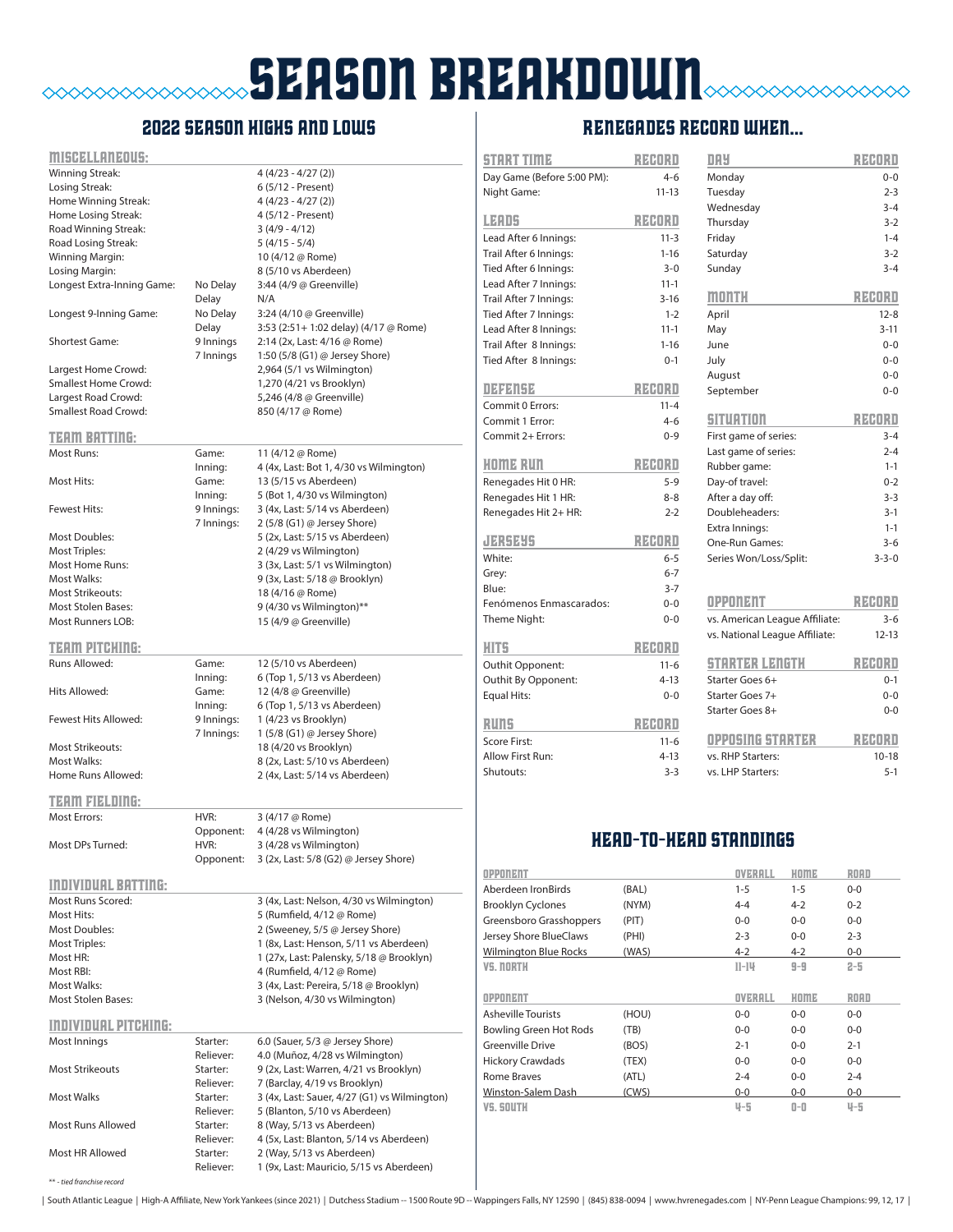# SEASON BREAKDOWN

## 2022 SEASON HIGHS AND LOWS

### MISCELLANEOUS:

| | | |
|---|---|---|
| Winning Streak: | | 4 (4/23 - 4/27 (2)) |
| Losing Streak: | | 6 (5/12 - Present) |
| Home Winning Streak: | | 4 (4/23 - 4/27 (2)) |
| Home Losing Streak: | | 4 (5/12 - Present) |
| Road Winning Streak: | | 3 (4/9 - 4/12) |
| Road Losing Streak: | | 5 (4/15 - 5/4) |
| Winning Margin: | | 10 (4/12 @ Rome) |
| Losing Margin: | | 8 (5/10 vs Aberdeen) |
| Longest Extra-Inning Game: | No Delay | 3:44 (4/9 @ Greenville) |
| | Delay | N/A |
| Longest 9-Inning Game: | No Delay | 3:24 (4/10 @ Greenville) |
| | Delay | 3:53 (2:51+ 1:02 delay) (4/17 @ Rome) |
| Shortest Game: | 9 Innings | 2:14 (2x, Last: 4/16 @ Rome) |
| | 7 Innings | 1:50 (5/8 (G1) @ Jersey Shore) |
| Largest Home Crowd: | | 2,964 (5/1 vs Wilmington) |
| Smallest Home Crowd: | | 1,270 (4/21 vs Brooklyn) |
| Largest Road Crowd: | | 5,246 (4/8 @ Greenville) |
| Smallest Road Crowd: | | 850 (4/17 @ Rome) |

### TEAM BATTING:

| | | |
|---|---|---|
| Most Runs: | Game: | 11 (4/12 @ Rome) |
| | Inning: | 4 (4x, Last: Bot 1, 4/30 vs Wilmington) |
| Most Hits: | Game: | 13 (5/15 vs Aberdeen) |
| | Inning: | 5 (Bot 1, 4/30 vs Wilmington) |
| Fewest Hits: | 9 Innings: | 3 (4x, Last: 5/14 vs Aberdeen) |
| | 7 Innings: | 2 (5/8 (G1) @ Jersey Shore) |
| Most Doubles: | | 5 (2x, Last: 5/15 vs Aberdeen) |
| Most Triples: | | 2 (4/29 vs Wilmington) |
| Most Home Runs: | | 3 (3x, Last: 5/1 vs Wilmington) |
| Most Walks: | | 9 (3x, Last: 5/18 @ Brooklyn) |
| Most Strikeouts: | | 18 (4/16 @ Rome) |
| Most Stolen Bases: | | 9 (4/30 vs Wilmington)** |
| Most Runners LOB: | | 15 (4/9 @ Greenville) |

### TEAM PITCHING:

| | | |
|---|---|---|
| Runs Allowed: | Game: | 12 (5/10 vs Aberdeen) |
| | Inning: | 6 (Top 1, 5/13 vs Aberdeen) |
| Hits Allowed: | Game: | 12 (4/8 @ Greenville) |
| | Inning: | 6 (Top 1, 5/13 vs Aberdeen) |
| Fewest Hits Allowed: | 9 Innings: | 1 (4/23 vs Brooklyn) |
| | 7 Innings: | 1 (5/8 (G1) @ Jersey Shore) |
| Most Strikeouts: | | 18 (4/20 vs Brooklyn) |
| Most Walks: | | 8 (2x, Last: 5/10 vs Aberdeen) |
| Home Runs Allowed: | | 2 (4x, Last: 5/14 vs Aberdeen) |

### TEAM FIELDING:

| | | |
|---|---|---|
| Most Errors: | HVR: | 3 (4/17 @ Rome) |
| | Opponent: | 4 (4/28 vs Wilmington) |
| Most DPs Turned: | HVR: | 3 (4/28 vs Wilmington) |
| | Opponent: | 3 (2x, Last: 5/8 (G2) @ Jersey Shore) |

### INDIVIDUAL BATTING:

| | |
|---|---|
| Most Runs Scored: | 3 (4x, Last: Nelson, 4/30 vs Wilmington) |
| Most Hits: | 5 (Rumfield, 4/12 @ Rome) |
| Most Doubles: | 2 (Sweeney, 5/5 @ Jersey Shore) |
| Most Triples: | 1 (8x, Last: Henson, 5/11 vs Aberdeen) |
| Most HR: | 1 (27x, Last: Palensky, 5/18 @ Brooklyn) |
| Most RBI: | 4 (Rumfield, 4/12 @ Rome) |
| Most Walks: | 3 (4x, Last: Pereira, 5/18 @ Brooklyn) |
| Most Stolen Bases: | 3 (Nelson, 4/30 vs Wilmington) |

### INDIVIDUAL PITCHING:

| | | |
|---|---|---|
| Most Innings | Starter: | 6.0 (Sauer, 5/3 @ Jersey Shore) |
| | Reliever: | 4.0 (Muñoz, 4/28 vs Wilmington) |
| Most Strikeouts | Starter: | 9 (2x, Last: Warren, 4/21 vs Brooklyn) |
| | Reliever: | 7 (Barclay, 4/19 vs Brooklyn) |
| Most Walks | Starter: | 3 (4x, Last: Sauer, 4/27 (G1) vs Wilmington) |
| | Reliever: | 5 (Blanton, 5/10 vs Aberdeen) |
| Most Runs Allowed | Starter: | 8 (Way, 5/13 vs Aberdeen) |
| | Reliever: | 4 (5x, Last: Blanton, 5/14 vs Aberdeen) |
| Most HR Allowed | Starter: | 2 (Way, 5/13 vs Aberdeen) |
| | Reliever: | 1 (9x, Last: Mauricio, 5/15 vs Aberdeen) |

*\*\* - tied franchise record*

## RENEGADES RECORD WHEN...

| START TIME | RECORD |
|---|---|
| Day Game (Before 5:00 PM): | 4-6 |
| Night Game: | 11-13 |

| LEADS | RECORD |
|---|---|
| Lead After 6 Innings: | 11-3 |
| Trail After 6 Innings: | 1-16 |
| Tied After 6 Innings: | 3-0 |
| Lead After 7 Innings: | 11-1 |
| Trail After 7 Innings: | 3-16 |
| Tied After 7 Innings: | 1-2 |
| Lead After 8 Innings: | 11-1 |
| Trail After 8 Innings: | 1-16 |
| Tied After 8 Innings: | 0-1 |

| DEFENSE | RECORD |
|---|---|
| Commit 0 Errors: | 11-4 |
| Commit 1 Error: | 4-6 |
| Commit 2+ Errors: | 0-9 |

| HOME RUN | RECORD |
|---|---|
| Renegades Hit 0 HR: | 5-9 |
| Renegades Hit 1 HR: | 8-8 |
| Renegades Hit 2+ HR: | 2-2 |

| JERSEYS | RECORD |
|---|---|
| White: | 6-5 |
| Grey: | 6-7 |
| Blue: | 3-7 |
| Fenómenos Enmascarados: | 0-0 |
| Theme Night: | 0-0 |

| HITS | RECORD |
|---|---|
| Outhit Opponent: | 11-6 |
| Outhit By Opponent: | 4-13 |
| Equal Hits: | 0-0 |

| RUNS | RECORD |
|---|---|
| Score First: | 11-6 |
| Allow First Run: | 4-13 |
| Shutouts: | 3-3 |

| DAY | RECORD |
|---|---|
| Monday | 0-0 |
| Tuesday | 2-3 |
| Wednesday | 3-4 |
| Thursday | 3-2 |
| Friday | 1-4 |
| Saturday | 3-2 |
| Sunday | 3-4 |

| MONTH | RECORD |
|---|---|
| April | 12-8 |
| May | 3-11 |
| June | 0-0 |
| July | 0-0 |
| August | 0-0 |
| September | 0-0 |

| SITUATION | RECORD |
|---|---|
| First game of series: | 3-4 |
| Last game of series: | 2-4 |
| Rubber game: | 1-1 |
| Day-of travel: | 0-2 |
| After a day off: | 3-3 |
| Doubleheaders: | 3-1 |
| Extra Innings: | 1-1 |
| One-Run Games: | 3-6 |
| Series Won/Loss/Split: | 3-3-0 |

| OPPONENT | RECORD |
|---|---|
| vs. American League Affiliate: | 3-6 |
| vs. National League Affiliate: | 12-13 |

| STARTER LENGTH | RECORD |
|---|---|
| Starter Goes 6+ | 0-1 |
| Starter Goes 7+ | 0-0 |
| Starter Goes 8+ | 0-0 |

| OPPOSING STARTER | RECORD |
|---|---|
| vs. RHP Starters: | 10-18 |
| vs. LHP Starters: | 5-1 |

## HEAD-TO-HEAD STANDINGS

| OPPONENT | | OVERALL | HOME | ROAD |
|---|---|---|---|---|
| Aberdeen IronBirds | (BAL) | 1-5 | 1-5 | 0-0 |
| Brooklyn Cyclones | (NYM) | 4-4 | 4-2 | 0-2 |
| Greensboro Grasshoppers | (PIT) | 0-0 | 0-0 | 0-0 |
| Jersey Shore BlueClaws | (PHI) | 2-3 | 0-0 | 2-3 |
| Wilmington Blue Rocks | (WAS) | 4-2 | 4-2 | 0-0 |
| **VS. NORTH** | | **11-14** | **9-9** | **2-5** |

| OPPONENT | | OVERALL | HOME | ROAD |
|---|---|---|---|---|
| Asheville Tourists | (HOU) | 0-0 | 0-0 | 0-0 |
| Bowling Green Hot Rods | (TB) | 0-0 | 0-0 | 0-0 |
| Greenville Drive | (BOS) | 2-1 | 0-0 | 2-1 |
| Hickory Crawdads | (TEX) | 0-0 | 0-0 | 0-0 |
| Rome Braves | (ATL) | 2-4 | 0-0 | 2-4 |
| Winston-Salem Dash | (CWS) | 0-0 | 0-0 | 0-0 |
| **VS. SOUTH** | | **4-5** | **0-0** | **4-5** |

| South Atlantic League | High-A Affiliate, New York Yankees (since 2021) | Dutchess Stadium -- 1500 Route 9D -- Wappingers Falls, NY 12590 | (845) 838-0094 | www.hvrenegades.com | NY-Penn League Champions: 99, 12, 17 |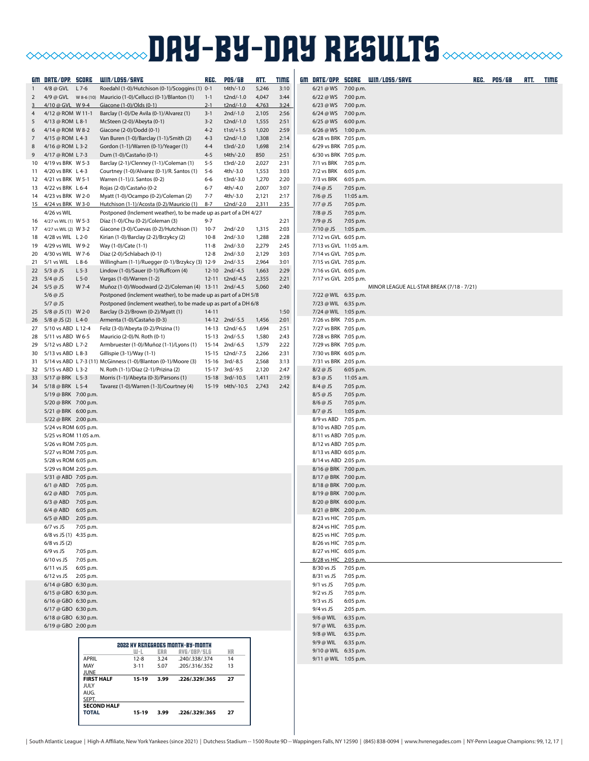# DAY-BY-DAY RESULTS

| GM | DATE/OPP. | SCORE | WIN/LOSS/SAVE | REC. | POS/GB | ATT. | TIME |
|---|---|---|---|---|---|---|---|
| 1 | 4/8 @ GVL | L 7-6 | Roedahl (1-0)/Hutchison (0-1)/Scoggins (1) | 0-1 | t4th/-1.0 | 5,246 | 3:10 |
| 2 | 4/9 @ GVL | W 8-6 (10) | Mauricio (1-0)/Cellucci (0-1)/Blanton (1) | 1-1 | t2nd/-1.0 | 4,047 | 3:44 |
| 3 | 4/10 @ GVL | W 9-4 | Giacone (1-0)/Olds (0-1) | 2-1 | t2nd/-1.0 | 4,763 | 3:24 |
| 4 | 4/12 @ ROM | W 11-1 | Barclay (1-0)/De Avila (0-1)/Alvarez (1) | 3-1 | 2nd/-1.0 | 2,105 | 2:56 |
| 5 | 4/13 @ ROM | L 8-1 | McSteen (2-0)/Abeyta (0-1) | 3-2 | t2nd/-1.0 | 1,555 | 2:51 |
| 6 | 4/14 @ ROM | W 8-2 | Giacone (2-0)/Dodd (0-1) | 4-2 | t1st/+1.5 | 1,020 | 2:59 |
| 7 | 4/15 @ ROM | L 4-3 | Van Buren (1-0)/Barclay (1-1)/Smith (2) | 4-3 | t2nd/-1.0 | 1,308 | 2:14 |
| 8 | 4/16 @ ROM | L 3-2 | Gordon (1-1)/Warren (0-1)/Yeager (1) | 4-4 | t3rd/-2.0 | 1,698 | 2:14 |
| 9 | 4/17 @ ROM | L 7-3 | Dum (1-0)/Castaño (0-1) | 4-5 | t4th/-2.0 | 850 | 2:51 |
| 10 | 4/19 vs BRK | W 5-3 | Barclay (2-1)/Clenney (1-1)/Coleman (1) | 5-5 | t3rd/-2.0 | 2,027 | 2:31 |
| 11 | 4/20 vs BRK | L 4-3 | Courtney (1-0)/Alvarez (0-1)/R. Santos (1) | 5-6 | 4th/-3.0 | 1,553 | 3:03 |
| 12 | 4/21 vs BRK | W 5-1 | Warren (1-1)/J. Santos (0-2) | 6-6 | t3rd/-3.0 | 1,270 | 2:20 |
| 13 | 4/22 vs BRK | L 6-4 | Rojas (2-0)/Castaño (0-2 | 6-7 | 4th/-4.0 | 2,007 | 3:07 |
| 14 | 4/23 vs BRK | W 2-0 | Myatt (1-0)/Ocampo (0-2)/Coleman (2) | 7-7 | 4th/-3.0 | 2,121 | 2:17 |
| 15 | 4/24 vs BRK | W 3-0 | Hutchison (1-1)/Acosta (0-2)/Mauricio (1) | 8-7 | t2nd/-2.0 | 2,311 | 2:35 |
| | 4/26 vs WIL | | Postponed (Inclement weather), to be made up as part of a DH 4/27 | | | | |
| 16 | 4/27 vs WIL (1) | W 5-3 | Díaz (1-0)/Chu (0-2)/Coleman (3) | 9-7 | | | 2:21 |
| 17 | 4/27 vs WIL (2) | W 3-2 | Giacone (3-0)/Cuevas (0-2)/Hutchison (1) | 10-7 | 2nd/-2.0 | 1,315 | 2:03 |
| 18 | 4/28 vs WIL | L 2-0 | Kirian (1-0)/Barclay (2-2)/Brzykcy (2) | 10-8 | 2nd/-3.0 | 1,288 | 2:28 |
| 19 | 4/29 vs WIL | W 9-2 | Way (1-0)/Cate (1-1) | 11-8 | 2nd/-3.0 | 2,279 | 2:45 |
| 20 | 4/30 vs WIL | W 7-6 | Díaz (2-0)/Schlabach (0-1) | 12-8 | 2nd/-3.0 | 2,129 | 3:03 |
| 21 | 5/1 vs WIL | L 8-6 | Willingham (1-1)/Ruegger (0-1)/Brzykcy (3) | 12-9 | 2nd/-3.5 | 2,964 | 3:01 |
| 22 | 5/3 @ JS | L 5-3 | Lindow (1-0)/Sauer (0-1)/Ruffcorn (4) | 12-10 | 2nd/-4.5 | 1,663 | 2:29 |
| 23 | 5/4 @ JS | L 5-0 | Vargas (1-0)/Warren (1-2) | 12-11 | t2nd/-4.5 | 2,355 | 2:21 |
| 24 | 5/5 @ JS | W 7-4 | Muñoz (1-0)/Woodward (2-2)/Coleman (4) | 13-11 | 2nd/-4.5 | 5,060 | 2:40 |
| | 5/6 @ JS | | Postponed (inclement weather), to be made up as part of a DH 5/8 | | | | |
| | 5/7 @ JS | | Postponed (inclement weather), to be made up as part of a DH 6/8 | | | | |
| 25 | 5/8 @ JS (1) | W 2-0 | Barclay (3-2)/Brown (0-2)/Myatt (1) | 14-11 | | | 1:50 |
| 26 | 5/8 @ JS (2) | L 4-0 | Armenta (1-0)/Castaño (0-3) | 14-12 | 2nd/-5.5 | 1,456 | 2:01 |
| 27 | 5/10 vs ABD | L 12-4 | Feliz (3-0)/Abeyta (0-2)/Prizina (1) | 14-13 | t2nd/-6.5 | 1,694 | 2:51 |
| 28 | 5/11 vs ABD | W 6-5 | Mauricio (2-0)/N. Roth (0-1) | 15-13 | 2nd/-5.5 | 1,580 | 2:43 |
| 29 | 5/12 vs ABD | L 7-2 | Armbruester (1-0)/Muñoz (1-1)/Lyons (1) | 15-14 | 2nd/-6.5 | 1,579 | 2:22 |
| 30 | 5/13 vs ABD | L 8-3 | Gillispie (3-1)/Way (1-1) | 15-15 | t2nd/-7.5 | 2,266 | 2:31 |
| 31 | 5/14 vs ABD | L 7-3 (11) | McGinness (1-0)/Blanton (0-1)/Moore (3) | 15-16 | 3rd/-8.5 | 2,568 | 3:13 |
| 32 | 5/15 vs ABD | L 3-2 | N. Roth (1-1)/Díaz (2-1)/Prizina (2) | 15-17 | 3rd/-9.5 | 2,120 | 2:47 |
| 33 | 5/17 @ BRK | L 5-3 | Morris (1-1)/Abeyta (0-3)/Parsons (1) | 15-18 | 3rd/-10.5 | 1,411 | 2:19 |
| 34 | 5/18 @ BRK | L 5-4 | Tavarez (1-0)/Warren (1-3)/Courtney (4) | 15-19 | t4th/-10.5 | 2,743 | 2:42 |
| | 5/19 @ BRK | 7:00 p.m. | | | | | |
| | 5/20 @ BRK | 7:00 p.m. | | | | | |
| | 5/21 @ BRK | 6:00 p.m. | | | | | |
| | 5/22 @ BRK | 2:00 p.m. | | | | | |
| | 5/24 vs ROM | 6:05 p.m. | | | | | |
| | 5/25 vs ROM | 11:05 a.m. | | | | | |
| | 5/26 vs ROM | 7:05 p.m. | | | | | |
| | 5/27 vs ROM | 7:05 p.m. | | | | | |
| | 5/28 vs ROM | 6:05 p.m. | | | | | |
| | 5/29 vs ROM | 2:05 p.m. | | | | | |
| | 5/31 @ ABD | 7:05 p.m. | | | | | |
| | 6/1 @ ABD | 7:05 p.m. | | | | | |
| | 6/2 @ ABD | 7:05 p.m. | | | | | |
| | 6/3 @ ABD | 7:05 p.m. | | | | | |
| | 6/4 @ ABD | 6:05 p.m. | | | | | |
| | 6/5 @ ABD | 2:05 p.m. | | | | | |
| | 6/7 vs JS | 7:05 p.m. | | | | | |
| | 6/8 vs JS (1) | 4:35 p.m. | | | | | |
| | 6/8 vs JS (2) | | | | | | |
| | 6/9 vs JS | 7:05 p.m. | | | | | |
| | 6/10 vs JS | 7:05 p.m. | | | | | |
| | 6/11 vs JS | 6:05 p.m. | | | | | |
| | 6/12 vs JS | 2:05 p.m. | | | | | |
| | 6/14 @ GBO | 6:30 p.m. | | | | | |
| | 6/15 @ GBO | 6:30 p.m. | | | | | |
| | 6/16 @ GBO | 6:30 p.m. | | | | | |
| | 6/17 @ GBO | 6:30 p.m. | | | | | |
| | 6/18 @ GBO | 6:30 p.m. | | | | | |
| | 6/19 @ GBO | 2:00 pm | | | | | |
| | 6/21 @ WS | 7:00 p.m. | | | | | |
| | 6/22 @ WS | 7:00 p.m. | | | | | |
| | 6/23 @ WS | 7:00 p.m. | | | | | |
| | 6/24 @ WS | 7:00 p.m. | | | | | |
| | 6/25 @ WS | 6:00 p.m. | | | | | |
| | 6/26 @ WS | 1:00 p.m. | | | | | |
| | 6/28 vs BRK | 7:05 p.m. | | | | | |
| | 6/29 vs BRK | 7:05 p.m. | | | | | |
| | 6/30 vs BRK | 7:05 p.m. | | | | | |
| | 7/1 vs BRK | 7:05 p.m. | | | | | |
| | 7/2 vs BRK | 6:05 p.m. | | | | | |
| | 7/3 vs BRK | 6:05 p.m. | | | | | |
| | 7/4 @ JS | 7:05 p.m. | | | | | |
| | 7/6 @ JS | 11:05 a.m. | | | | | |
| | 7/7 @ JS | 7:05 p.m. | | | | | |
| | 7/8 @ JS | 7:05 p.m. | | | | | |
| | 7/9 @ JS | 7:05 p.m. | | | | | |
| | 7/10 @ JS | 1:05 p.m. | | | | | |
| | 7/12 vs GVL | 6:05 p.m. | | | | | |
| | 7/13 vs GVL | 11:05 a.m. | | | | | |
| | 7/14 vs GVL | 7:05 p.m. | | | | | |
| | 7/15 vs GVL | 7:05 p.m. | | | | | |
| | 7/16 vs GVL | 6:05 p.m. | | | | | |
| | 7/17 vs GVL | 2:05 p.m. | | | | | |
| | | | MINOR LEAGUE ALL-STAR BREAK (7/18 - 7/21) | | | | |
| | 7/22 @ WIL | 6:35 p.m. | | | | | |
| | 7/23 @ WIL | 6:35 p.m. | | | | | |
| | 7/24 @ WIL | 1:05 p.m. | | | | | |
| | 7/26 vs BRK | 7:05 p.m. | | | | | |
| | 7/27 vs BRK | 7:05 p.m. | | | | | |
| | 7/28 vs BRK | 7:05 p.m. | | | | | |
| | 7/29 vs BRK | 7:05 p.m. | | | | | |
| | 7/30 vs BRK | 6:05 p.m. | | | | | |
| | 7/31 vs BRK | 2:05 p.m. | | | | | |
| | 8/2 @ JS | 6:05 p.m. | | | | | |
| | 8/3 @ JS | 11:05 a.m. | | | | | |
| | 8/4 @ JS | 7:05 p.m. | | | | | |
| | 8/5 @ JS | 7:05 p.m. | | | | | |
| | 8/6 @ JS | 7:05 p.m. | | | | | |
| | 8/7 @ JS | 1:05 p.m. | | | | | |
| | 8/9 vs ABD | 7:05 p.m. | | | | | |
| | 8/10 vs ABD | 7:05 p.m. | | | | | |
| | 8/11 vs ABD | 7:05 p.m. | | | | | |
| | 8/12 vs ABD | 7:05 p.m. | | | | | |
| | 8/13 vs ABD | 6:05 p.m. | | | | | |
| | 8/14 vs ABD | 2:05 p.m. | | | | | |
| | 8/16 @ BRK | 7:00 p.m. | | | | | |
| | 8/17 @ BRK | 7:00 p.m. | | | | | |
| | 8/18 @ BRK | 7:00 p.m. | | | | | |
| | 8/19 @ BRK | 7:00 p.m. | | | | | |
| | 8/20 @ BRK | 6:00 p.m. | | | | | |
| | 8/21 @ BRK | 2:00 p.m. | | | | | |
| | 8/23 vs HIC | 7:05 p.m. | | | | | |
| | 8/24 vs HIC | 7:05 p.m. | | | | | |
| | 8/25 vs HIC | 7:05 p.m. | | | | | |
| | 8/26 vs HIC | 7:05 p.m. | | | | | |
| | 8/27 vs HIC | 6:05 p.m. | | | | | |
| | 8/28 vs HIC | 2:05 p.m. | | | | | |
| | 8/30 vs JS | 7:05 p.m. | | | | | |
| | 8/31 vs JS | 7:05 p.m. | | | | | |
| | 9/1 vs JS | 7:05 p.m. | | | | | |
| | 9/2 vs JS | 7:05 p.m. | | | | | |
| | 9/3 vs JS | 6:05 p.m. | | | | | |
| | 9/4 vs JS | 2:05 p.m. | | | | | |
| | 9/6 @ WIL | 6:35 p.m. | | | | | |
| | 9/7 @ WIL | 6:35 p.m. | | | | | |
| | 9/8 @ WIL | 6:35 p.m. | | | | | |
| | 9/9 @ WIL | 6:35 p.m. | | | | | |
| | 9/10 @ WIL | 6:35 p.m. | | | | | |
| | 9/11 @ WIL | 1:05 p.m. | | | | | |

## 2022 HV RENEGADES MONTH-BY-MONTH

| | W-L | ERA | AVG/OBP/SLG | HR |
|---|---|---|---|---|
| APRIL | 12-8 | 3.24 | .240/.338/.374 | 14 |
| MAY | 3-11 | 5.07 | .205/.316/.352 | 13 |
| JUNE | | | | |
| **FIRST HALF** | **15-19** | **3.99** | **.226/.329/.365** | **27** |
| JULY | | | | |
| AUG. | | | | |
| SEPT. | | | | |
| **SECOND HALF** | | | | |
| **TOTAL** | **15-19** | **3.99** | **.226/.329/.365** | **27** |

| South Atlantic League | High-A Affiliate, New York Yankees (since 2021) | Dutchess Stadium -- 1500 Route 9D -- Wappingers Falls, NY 12590 | (845) 838-0094 | www.hvrenegades.com | NY-Penn League Champions: 99, 12, 17 |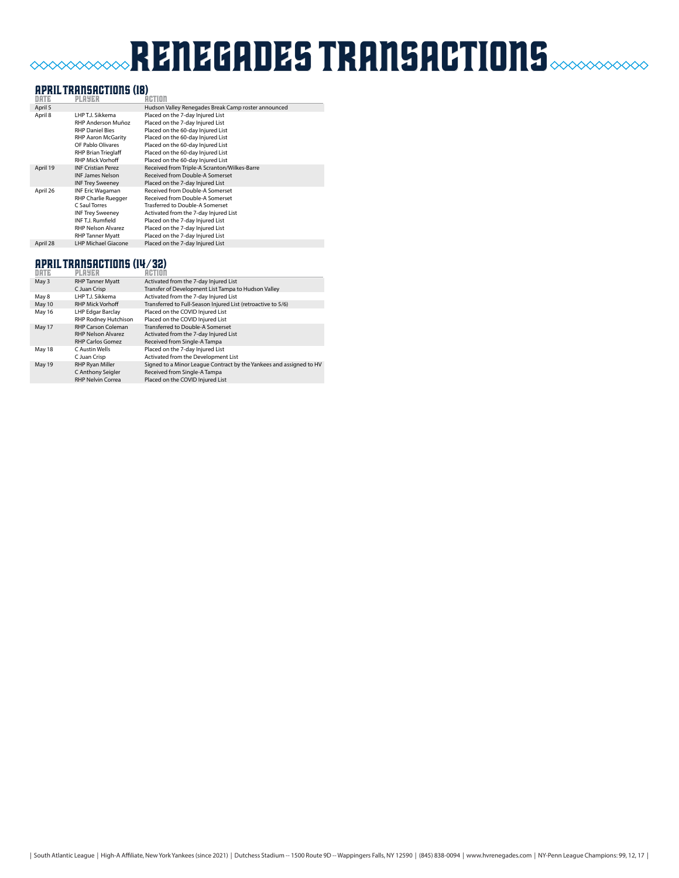# RENEGADES TRANSACTIONS

## APRIL TRANSACTIONS (18)

| DATE | PLAYER | ACTION |
|---|---|---|
| April 5 | | Hudson Valley Renegades Break Camp roster announced |
| April 8 | LHP T.J. Sikkema | Placed on the 7-day Injured List |
| | RHP Anderson Muñoz | Placed on the 7-day Injured List |
| | RHP Daniel Bies | Placed on the 60-day Injured List |
| | RHP Aaron McGarity | Placed on the 60-day Injured List |
| | OF Pablo Olivares | Placed on the 60-day Injured List |
| | RHP Brian Trieglaff | Placed on the 60-day Injured List |
| | RHP Mick Vorhoff | Placed on the 60-day Injured List |
| April 19 | INF Cristian Perez | Received from Triple-A Scranton/Wilkes-Barre |
| | INF James Nelson | Received from Double-A Somerset |
| | INF Trey Sweeney | Placed on the 7-day Injured List |
| April 26 | INF Eric Wagaman | Received from Double-A Somerset |
| | RHP Charlie Ruegger | Received from Double-A Somerset |
| | C Saul Torres | Trasferred to Double-A Somerset |
| | INF Trey Sweeney | Activated from the 7-day Injured List |
| | INF T.J. Rumfield | Placed on the 7-day Injured List |
| | RHP Nelson Alvarez | Placed on the 7-day Injured List |
| | RHP Tanner Myatt | Placed on the 7-day Injured List |
| April 28 | LHP Michael Giacone | Placed on the 7-day Injured List |

## APRIL TRANSACTIONS (14/32)

| DATE | PLAYER | ACTION |
|---|---|---|
| May 3 | RHP Tanner Myatt | Activated from the 7-day Injured List |
| | C Juan Crisp | Transfer of Development List Tampa to Hudson Valley |
| May 8 | LHP T.J. Sikkema | Activated from the 7-day Injured List |
| May 10 | RHP Mick Vorhoff | Transferred to Full-Season Injured List (retroactive to 5/6) |
| May 16 | LHP Edgar Barclay | Placed on the COVID Injured List |
| | RHP Rodney Hutchison | Placed on the COVID Injured List |
| May 17 | RHP Carson Coleman | Transferred to Double-A Somerset |
| | RHP Nelson Alvarez | Activated from the 7-day Injured List |
| | RHP Carlos Gomez | Received from Single-A Tampa |
| May 18 | C Austin Wells | Placed on the 7-day Injured List |
| | C Juan Crisp | Activated from the Development List |
| May 19 | RHP Ryan Miller | Signed to a Minor League Contract by the Yankees and assigned to HV |
| | C Anthony Seigler | Received from Single-A Tampa |
| | RHP Nelvin Correa | Placed on the COVID Injured List |